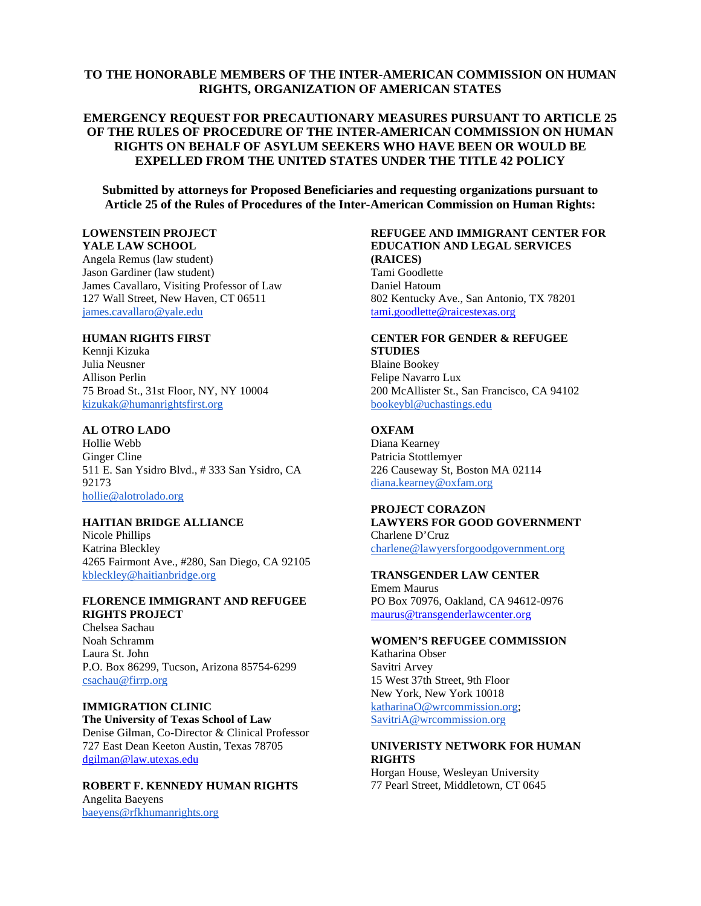**TO THE HONORABLE MEMBERS OF THE INTER-AMERICAN COMMISSION ON HUMAN RIGHTS, ORGANIZATION OF AMERICAN STATES**

**EMERGENCY REQUEST FOR PRECAUTIONARY MEASURES PURSUANT TO ARTICLE 25 OF THE RULES OF PROCEDURE OF THE INTER-AMERICAN COMMISSION ON HUMAN RIGHTS ON BEHALF OF ASYLUM SEEKERS WHO HAVE BEEN OR WOULD BE EXPELLED FROM THE UNITED STATES UNDER THE TITLE 42 POLICY**

**Submitted by attorneys for Proposed Beneficiaries and requesting organizations pursuant to Article 25 of the Rules of Procedures of the Inter-American Commission on Human Rights:**

**LOWENSTEIN PROJECT**
**YALE LAW SCHOOL**
Angela Remus (law student)
Jason Gardiner (law student)
James Cavallaro, Visiting Professor of Law
127 Wall Street, New Haven, CT 06511
james.cavallaro@yale.edu

**HUMAN RIGHTS FIRST**
Kennji Kizuka
Julia Neusner
Allison Perlin
75 Broad St., 31st Floor, NY, NY 10004
kizukak@humanrightsfirst.org

**AL OTRO LADO**
Hollie Webb
Ginger Cline
511 E. San Ysidro Blvd., # 333 San Ysidro, CA 92173
hollie@alotrolado.org

**HAITIAN BRIDGE ALLIANCE**
Nicole Phillips
Katrina Bleckley
4265 Fairmont Ave., #280, San Diego, CA 92105
kbleckley@haitianbridge.org

**FLORENCE IMMIGRANT AND REFUGEE RIGHTS PROJECT**
Chelsea Sachau
Noah Schramm
Laura St. John
P.O. Box 86299, Tucson, Arizona 85754-6299
csachau@firrp.org

**IMMIGRATION CLINIC**
**The University of Texas School of Law**
Denise Gilman, Co-Director & Clinical Professor
727 East Dean Keeton Austin, Texas 78705
dgilman@law.utexas.edu

**ROBERT F. KENNEDY HUMAN RIGHTS**
Angelita Baeyens
baeyens@rfkhumanrights.org

**REFUGEE AND IMMIGRANT CENTER FOR EDUCATION AND LEGAL SERVICES (RAICES)**
Tami Goodlette
Daniel Hatoum
802 Kentucky Ave., San Antonio, TX 78201
tami.goodlette@raicestexas.org

**CENTER FOR GENDER & REFUGEE STUDIES**
Blaine Bookey
Felipe Navarro Lux
200 McAllister St., San Francisco, CA 94102
bookeybl@uchastings.edu

**OXFAM**
Diana Kearney
Patricia Stottlemyer
226 Causeway St, Boston MA 02114
diana.kearney@oxfam.org

**PROJECT CORAZON**
**LAWYERS FOR GOOD GOVERNMENT**
Charlene D'Cruz
charlene@lawyersforgoodgovernment.org

**TRANSGENDER LAW CENTER**
Emem Maurus
PO Box 70976, Oakland, CA 94612-0976
maurus@transgenderlawcenter.org

**WOMEN'S REFUGEE COMMISSION**
Katharina Obser
Savitri Arvey
15 West 37th Street, 9th Floor
New York, New York 10018
katharinaO@wrcommission.org;
SavitriA@wrcommission.org

**UNIVERISTY NETWORK FOR HUMAN RIGHTS**
Horgan House, Wesleyan University
77 Pearl Street, Middletown, CT 0645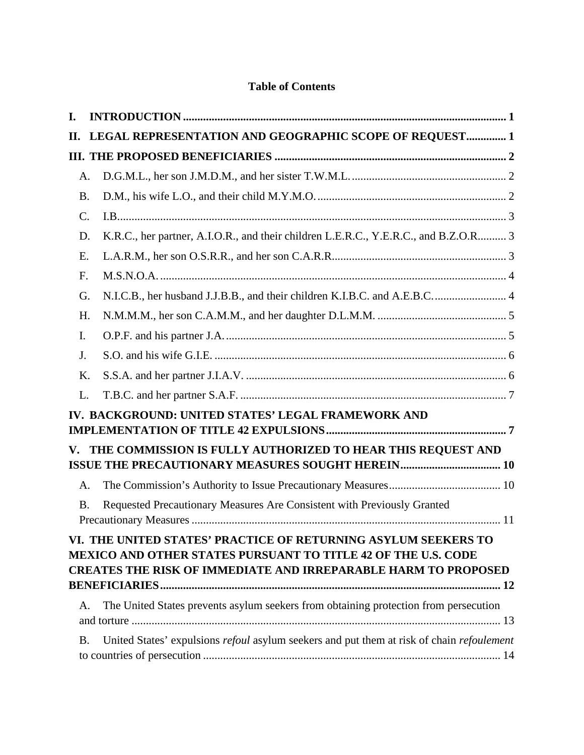# Table of Contents

**I. INTRODUCTION** ..... 1

**II. LEGAL REPRESENTATION AND GEOGRAPHIC SCOPE OF REQUEST** ..... 1

**III. THE PROPOSED BENEFICIARIES** ..... 2

- A. D.G.M.L., her son J.M.D.M., and her sister T.W.M.L. ..... 2
- B. D.M., his wife L.O., and their child M.Y.M.O. ..... 2
- C. I.B. ..... 3
- D. K.R.C., her partner, A.I.O.R., and their children L.E.R.C., Y.E.R.C., and B.Z.O.R. ..... 3
- E. L.A.R.M., her son O.S.R.R., and her son C.A.R.R. ..... 3
- F. M.S.N.O.A. ..... 4
- G. N.I.C.B., her husband J.J.B.B., and their children K.I.B.C. and A.E.B.C. ..... 4
- H. N.M.M.M., her son C.A.M.M., and her daughter D.L.M.M. ..... 5
- I. O.P.F. and his partner J.A. ..... 5
- J. S.O. and his wife G.I.E. ..... 6
- K. S.S.A. and her partner J.I.A.V. ..... 6
- L. T.B.C. and her partner S.A.F. ..... 7

**IV. BACKGROUND: UNITED STATES' LEGAL FRAMEWORK AND IMPLEMENTATION OF TITLE 42 EXPULSIONS** ..... 7

**V. THE COMMISSION IS FULLY AUTHORIZED TO HEAR THIS REQUEST AND ISSUE THE PRECAUTIONARY MEASURES SOUGHT HEREIN** ..... 10

- A. The Commission's Authority to Issue Precautionary Measures ..... 10
- B. Requested Precautionary Measures Are Consistent with Previously Granted Precautionary Measures ..... 11

**VI. THE UNITED STATES' PRACTICE OF RETURNING ASYLUM SEEKERS TO MEXICO AND OTHER STATES PURSUANT TO TITLE 42 OF THE U.S. CODE CREATES THE RISK OF IMMEDIATE AND IRREPARABLE HARM TO PROPOSED BENEFICIARIES** ..... 12

- A. The United States prevents asylum seekers from obtaining protection from persecution and torture ..... 13
- B. United States' expulsions *refoul* asylum seekers and put them at risk of chain *refoulement* to countries of persecution ..... 14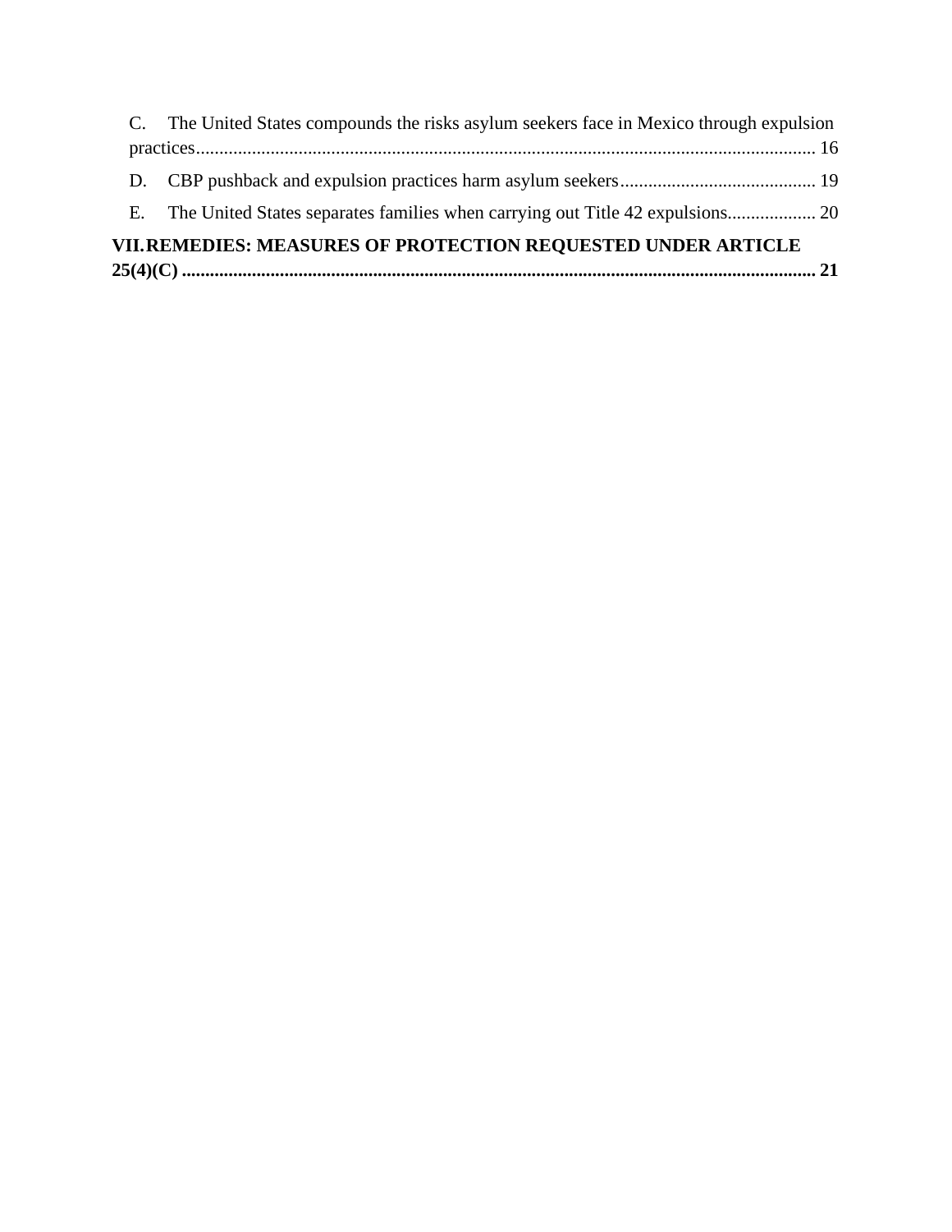C. The United States compounds the risks asylum seekers face in Mexico through expulsion practices ..... 16

D. CBP pushback and expulsion practices harm asylum seekers ..... 19

E. The United States separates families when carrying out Title 42 expulsions ..... 20

**VII. REMEDIES: MEASURES OF PROTECTION REQUESTED UNDER ARTICLE 25(4)(C) ..... 21**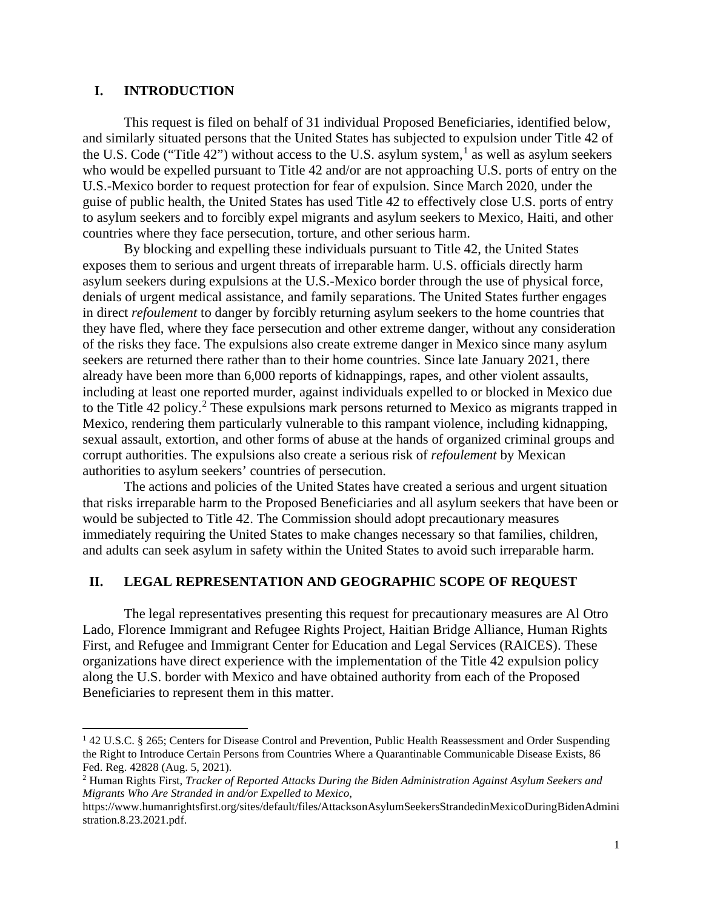## I. INTRODUCTION

This request is filed on behalf of 31 individual Proposed Beneficiaries, identified below, and similarly situated persons that the United States has subjected to expulsion under Title 42 of the U.S. Code ("Title 42") without access to the U.S. asylum system,[1] as well as asylum seekers who would be expelled pursuant to Title 42 and/or are not approaching U.S. ports of entry on the U.S.-Mexico border to request protection for fear of expulsion. Since March 2020, under the guise of public health, the United States has used Title 42 to effectively close U.S. ports of entry to asylum seekers and to forcibly expel migrants and asylum seekers to Mexico, Haiti, and other countries where they face persecution, torture, and other serious harm.

By blocking and expelling these individuals pursuant to Title 42, the United States exposes them to serious and urgent threats of irreparable harm. U.S. officials directly harm asylum seekers during expulsions at the U.S.-Mexico border through the use of physical force, denials of urgent medical assistance, and family separations. The United States further engages in direct *refoulement* to danger by forcibly returning asylum seekers to the home countries that they have fled, where they face persecution and other extreme danger, without any consideration of the risks they face. The expulsions also create extreme danger in Mexico since many asylum seekers are returned there rather than to their home countries. Since late January 2021, there already have been more than 6,000 reports of kidnappings, rapes, and other violent assaults, including at least one reported murder, against individuals expelled to or blocked in Mexico due to the Title 42 policy.[2] These expulsions mark persons returned to Mexico as migrants trapped in Mexico, rendering them particularly vulnerable to this rampant violence, including kidnapping, sexual assault, extortion, and other forms of abuse at the hands of organized criminal groups and corrupt authorities. The expulsions also create a serious risk of *refoulement* by Mexican authorities to asylum seekers' countries of persecution.

The actions and policies of the United States have created a serious and urgent situation that risks irreparable harm to the Proposed Beneficiaries and all asylum seekers that have been or would be subjected to Title 42. The Commission should adopt precautionary measures immediately requiring the United States to make changes necessary so that families, children, and adults can seek asylum in safety within the United States to avoid such irreparable harm.

## II. LEGAL REPRESENTATION AND GEOGRAPHIC SCOPE OF REQUEST

The legal representatives presenting this request for precautionary measures are Al Otro Lado, Florence Immigrant and Refugee Rights Project, Haitian Bridge Alliance, Human Rights First, and Refugee and Immigrant Center for Education and Legal Services (RAICES). These organizations have direct experience with the implementation of the Title 42 expulsion policy along the U.S. border with Mexico and have obtained authority from each of the Proposed Beneficiaries to represent them in this matter.

---

[1] 42 U.S.C. § 265; Centers for Disease Control and Prevention, Public Health Reassessment and Order Suspending the Right to Introduce Certain Persons from Countries Where a Quarantinable Communicable Disease Exists, 86 Fed. Reg. 42828 (Aug. 5, 2021).

[2] Human Rights First, *Tracker of Reported Attacks During the Biden Administration Against Asylum Seekers and Migrants Who Are Stranded in and/or Expelled to Mexico*, https://www.humanrightsfirst.org/sites/default/files/AttacksonAsylumSeekersStrandedinMexicoDuringBidenAdministration.8.23.2021.pdf.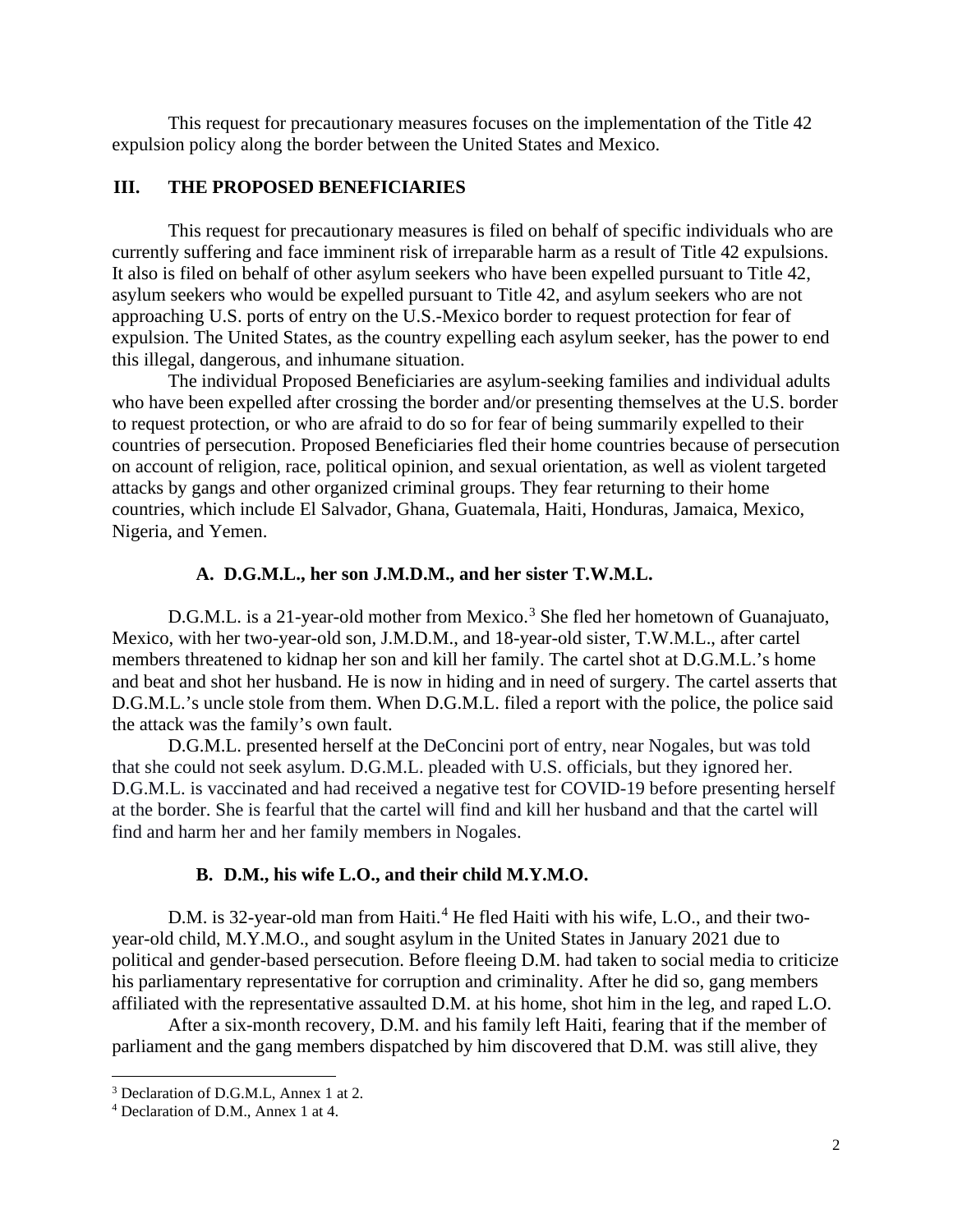This request for precautionary measures focuses on the implementation of the Title 42 expulsion policy along the border between the United States and Mexico.

## III. THE PROPOSED BENEFICIARIES

This request for precautionary measures is filed on behalf of specific individuals who are currently suffering and face imminent risk of irreparable harm as a result of Title 42 expulsions. It also is filed on behalf of other asylum seekers who have been expelled pursuant to Title 42, asylum seekers who would be expelled pursuant to Title 42, and asylum seekers who are not approaching U.S. ports of entry on the U.S.-Mexico border to request protection for fear of expulsion. The United States, as the country expelling each asylum seeker, has the power to end this illegal, dangerous, and inhumane situation.

The individual Proposed Beneficiaries are asylum-seeking families and individual adults who have been expelled after crossing the border and/or presenting themselves at the U.S. border to request protection, or who are afraid to do so for fear of being summarily expelled to their countries of persecution. Proposed Beneficiaries fled their home countries because of persecution on account of religion, race, political opinion, and sexual orientation, as well as violent targeted attacks by gangs and other organized criminal groups. They fear returning to their home countries, which include El Salvador, Ghana, Guatemala, Haiti, Honduras, Jamaica, Mexico, Nigeria, and Yemen.

### A. D.G.M.L., her son J.M.D.M., and her sister T.W.M.L.

D.G.M.L. is a 21-year-old mother from Mexico.[3] She fled her hometown of Guanajuato, Mexico, with her two-year-old son, J.M.D.M., and 18-year-old sister, T.W.M.L., after cartel members threatened to kidnap her son and kill her family. The cartel shot at D.G.M.L.'s home and beat and shot her husband. He is now in hiding and in need of surgery. The cartel asserts that D.G.M.L.'s uncle stole from them. When D.G.M.L. filed a report with the police, the police said the attack was the family's own fault.

D.G.M.L. presented herself at the DeConcini port of entry, near Nogales, but was told that she could not seek asylum. D.G.M.L. pleaded with U.S. officials, but they ignored her. D.G.M.L. is vaccinated and had received a negative test for COVID-19 before presenting herself at the border. She is fearful that the cartel will find and kill her husband and that the cartel will find and harm her and her family members in Nogales.

### B. D.M., his wife L.O., and their child M.Y.M.O.

D.M. is 32-year-old man from Haiti.[4] He fled Haiti with his wife, L.O., and their two-year-old child, M.Y.M.O., and sought asylum in the United States in January 2021 due to political and gender-based persecution. Before fleeing D.M. had taken to social media to criticize his parliamentary representative for corruption and criminality. After he did so, gang members affiliated with the representative assaulted D.M. at his home, shot him in the leg, and raped L.O.

After a six-month recovery, D.M. and his family left Haiti, fearing that if the member of parliament and the gang members dispatched by him discovered that D.M. was still alive, they

[3] Declaration of D.G.M.L, Annex 1 at 2.

[4] Declaration of D.M., Annex 1 at 4.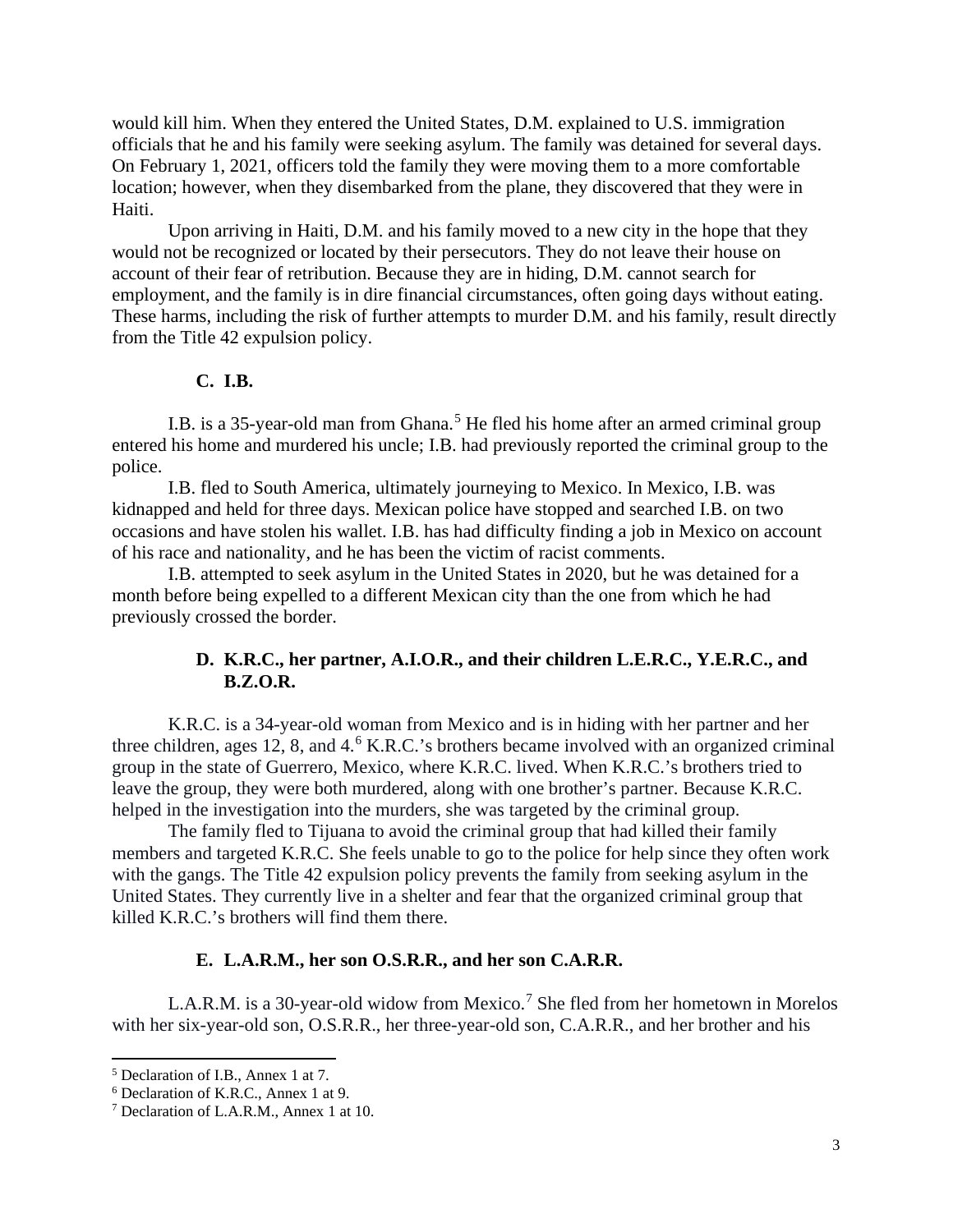would kill him. When they entered the United States, D.M. explained to U.S. immigration officials that he and his family were seeking asylum. The family was detained for several days. On February 1, 2021, officers told the family they were moving them to a more comfortable location; however, when they disembarked from the plane, they discovered that they were in Haiti.

Upon arriving in Haiti, D.M. and his family moved to a new city in the hope that they would not be recognized or located by their persecutors. They do not leave their house on account of their fear of retribution. Because they are in hiding, D.M. cannot search for employment, and the family is in dire financial circumstances, often going days without eating. These harms, including the risk of further attempts to murder D.M. and his family, result directly from the Title 42 expulsion policy.

### C. I.B.

I.B. is a 35-year-old man from Ghana.[5] He fled his home after an armed criminal group entered his home and murdered his uncle; I.B. had previously reported the criminal group to the police.

I.B. fled to South America, ultimately journeying to Mexico. In Mexico, I.B. was kidnapped and held for three days. Mexican police have stopped and searched I.B. on two occasions and have stolen his wallet. I.B. has had difficulty finding a job in Mexico on account of his race and nationality, and he has been the victim of racist comments.

I.B. attempted to seek asylum in the United States in 2020, but he was detained for a month before being expelled to a different Mexican city than the one from which he had previously crossed the border.

### D. K.R.C., her partner, A.I.O.R., and their children L.E.R.C., Y.E.R.C., and B.Z.O.R.

K.R.C. is a 34-year-old woman from Mexico and is in hiding with her partner and her three children, ages 12, 8, and 4.[6] K.R.C.'s brothers became involved with an organized criminal group in the state of Guerrero, Mexico, where K.R.C. lived. When K.R.C.'s brothers tried to leave the group, they were both murdered, along with one brother's partner. Because K.R.C. helped in the investigation into the murders, she was targeted by the criminal group.

The family fled to Tijuana to avoid the criminal group that had killed their family members and targeted K.R.C. She feels unable to go to the police for help since they often work with the gangs. The Title 42 expulsion policy prevents the family from seeking asylum in the United States. They currently live in a shelter and fear that the organized criminal group that killed K.R.C.'s brothers will find them there.

### E. L.A.R.M., her son O.S.R.R., and her son C.A.R.R.

L.A.R.M. is a 30-year-old widow from Mexico.[7] She fled from her hometown in Morelos with her six-year-old son, O.S.R.R., her three-year-old son, C.A.R.R., and her brother and his

---

[5] Declaration of I.B., Annex 1 at 7.

[6] Declaration of K.R.C., Annex 1 at 9.

[7] Declaration of L.A.R.M., Annex 1 at 10.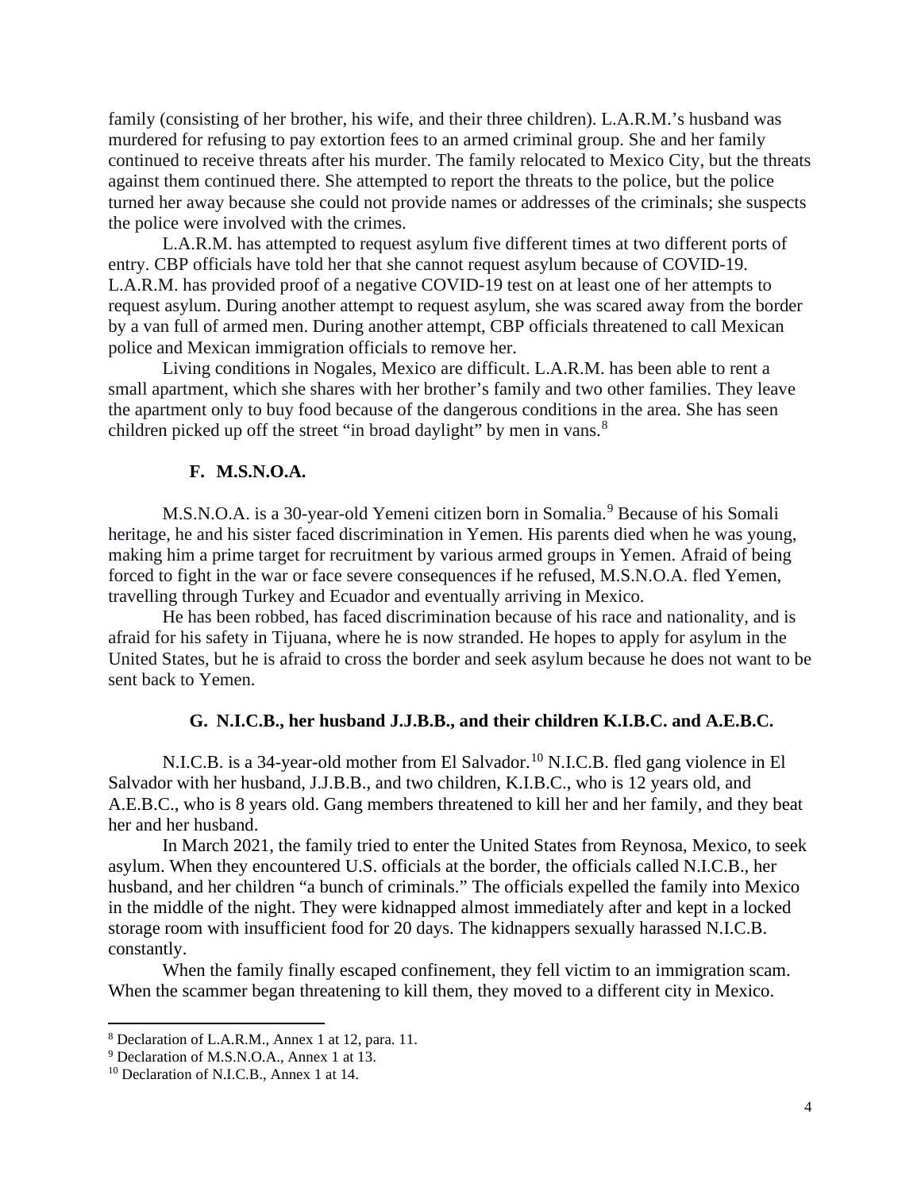family (consisting of her brother, his wife, and their three children). L.A.R.M.'s husband was murdered for refusing to pay extortion fees to an armed criminal group. She and her family continued to receive threats after his murder. The family relocated to Mexico City, but the threats against them continued there. She attempted to report the threats to the police, but the police turned her away because she could not provide names or addresses of the criminals; she suspects the police were involved with the crimes.

L.A.R.M. has attempted to request asylum five different times at two different ports of entry. CBP officials have told her that she cannot request asylum because of COVID-19. L.A.R.M. has provided proof of a negative COVID-19 test on at least one of her attempts to request asylum. During another attempt to request asylum, she was scared away from the border by a van full of armed men. During another attempt, CBP officials threatened to call Mexican police and Mexican immigration officials to remove her.

Living conditions in Nogales, Mexico are difficult. L.A.R.M. has been able to rent a small apartment, which she shares with her brother's family and two other families. They leave the apartment only to buy food because of the dangerous conditions in the area. She has seen children picked up off the street "in broad daylight" by men in vans.[8]

### F. M.S.N.O.A.

M.S.N.O.A. is a 30-year-old Yemeni citizen born in Somalia.[9] Because of his Somali heritage, he and his sister faced discrimination in Yemen. His parents died when he was young, making him a prime target for recruitment by various armed groups in Yemen. Afraid of being forced to fight in the war or face severe consequences if he refused, M.S.N.O.A. fled Yemen, travelling through Turkey and Ecuador and eventually arriving in Mexico.

He has been robbed, has faced discrimination because of his race and nationality, and is afraid for his safety in Tijuana, where he is now stranded. He hopes to apply for asylum in the United States, but he is afraid to cross the border and seek asylum because he does not want to be sent back to Yemen.

### G. N.I.C.B., her husband J.J.B.B., and their children K.I.B.C. and A.E.B.C.

N.I.C.B. is a 34-year-old mother from El Salvador.[10] N.I.C.B. fled gang violence in El Salvador with her husband, J.J.B.B., and two children, K.I.B.C., who is 12 years old, and A.E.B.C., who is 8 years old. Gang members threatened to kill her and her family, and they beat her and her husband.

In March 2021, the family tried to enter the United States from Reynosa, Mexico, to seek asylum. When they encountered U.S. officials at the border, the officials called N.I.C.B., her husband, and her children "a bunch of criminals." The officials expelled the family into Mexico in the middle of the night. They were kidnapped almost immediately after and kept in a locked storage room with insufficient food for 20 days. The kidnappers sexually harassed N.I.C.B. constantly.

When the family finally escaped confinement, they fell victim to an immigration scam. When the scammer began threatening to kill them, they moved to a different city in Mexico.

---

[8] Declaration of L.A.R.M., Annex 1 at 12, para. 11.

[9] Declaration of M.S.N.O.A., Annex 1 at 13.

[10] Declaration of N.I.C.B., Annex 1 at 14.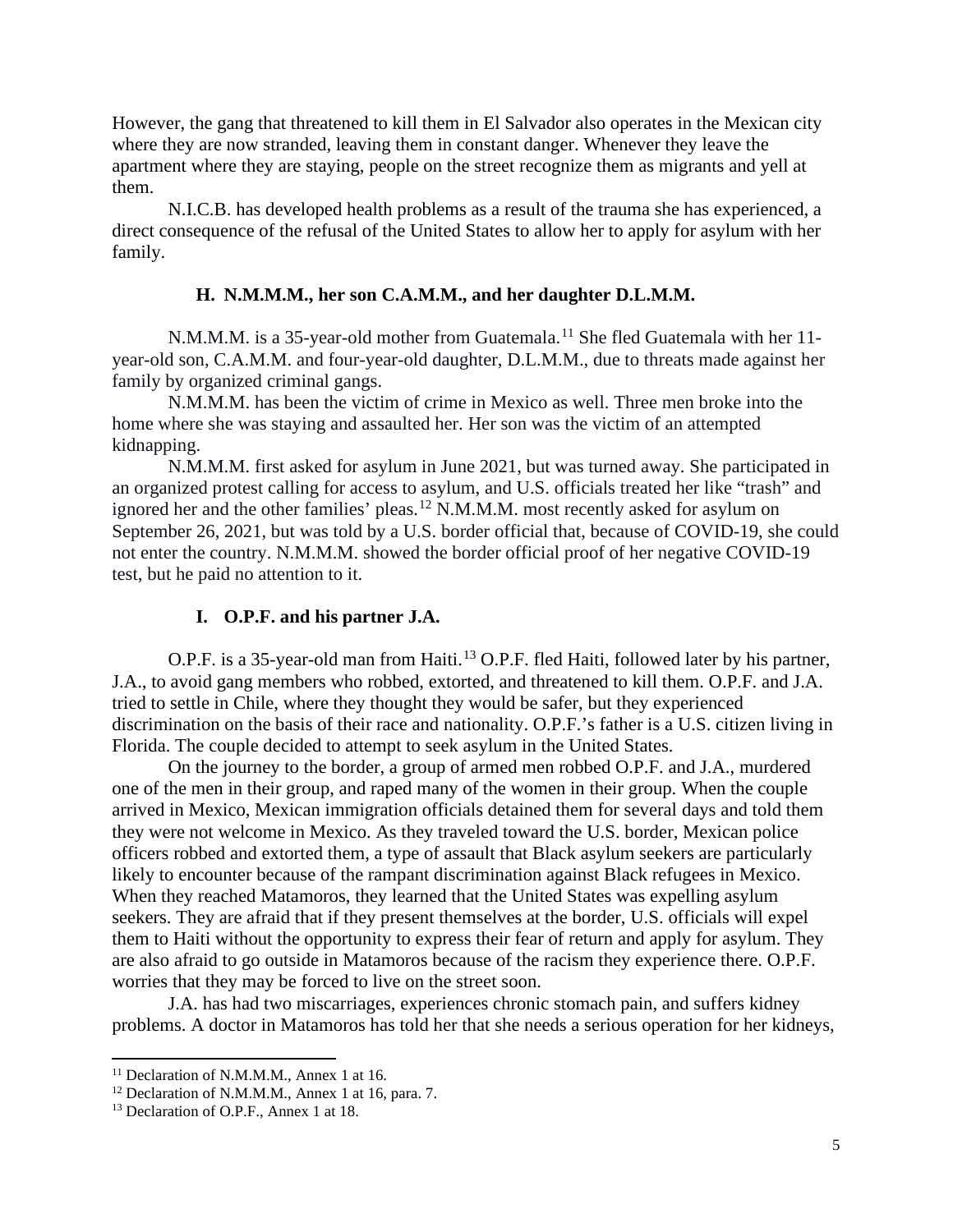However, the gang that threatened to kill them in El Salvador also operates in the Mexican city where they are now stranded, leaving them in constant danger. Whenever they leave the apartment where they are staying, people on the street recognize them as migrants and yell at them.

N.I.C.B. has developed health problems as a result of the trauma she has experienced, a direct consequence of the refusal of the United States to allow her to apply for asylum with her family.

### H. N.M.M.M., her son C.A.M.M., and her daughter D.L.M.M.

N.M.M.M. is a 35-year-old mother from Guatemala.[11] She fled Guatemala with her 11-year-old son, C.A.M.M. and four-year-old daughter, D.L.M.M., due to threats made against her family by organized criminal gangs.

N.M.M.M. has been the victim of crime in Mexico as well. Three men broke into the home where she was staying and assaulted her. Her son was the victim of an attempted kidnapping.

N.M.M.M. first asked for asylum in June 2021, but was turned away. She participated in an organized protest calling for access to asylum, and U.S. officials treated her like "trash" and ignored her and the other families' pleas.[12] N.M.M.M. most recently asked for asylum on September 26, 2021, but was told by a U.S. border official that, because of COVID-19, she could not enter the country. N.M.M.M. showed the border official proof of her negative COVID-19 test, but he paid no attention to it.

### I. O.P.F. and his partner J.A.

O.P.F. is a 35-year-old man from Haiti.[13] O.P.F. fled Haiti, followed later by his partner, J.A., to avoid gang members who robbed, extorted, and threatened to kill them. O.P.F. and J.A. tried to settle in Chile, where they thought they would be safer, but they experienced discrimination on the basis of their race and nationality. O.P.F.'s father is a U.S. citizen living in Florida. The couple decided to attempt to seek asylum in the United States.

On the journey to the border, a group of armed men robbed O.P.F. and J.A., murdered one of the men in their group, and raped many of the women in their group. When the couple arrived in Mexico, Mexican immigration officials detained them for several days and told them they were not welcome in Mexico. As they traveled toward the U.S. border, Mexican police officers robbed and extorted them, a type of assault that Black asylum seekers are particularly likely to encounter because of the rampant discrimination against Black refugees in Mexico. When they reached Matamoros, they learned that the United States was expelling asylum seekers. They are afraid that if they present themselves at the border, U.S. officials will expel them to Haiti without the opportunity to express their fear of return and apply for asylum. They are also afraid to go outside in Matamoros because of the racism they experience there. O.P.F. worries that they may be forced to live on the street soon.

J.A. has had two miscarriages, experiences chronic stomach pain, and suffers kidney problems. A doctor in Matamoros has told her that she needs a serious operation for her kidneys,

---

[11] Declaration of N.M.M.M., Annex 1 at 16.

[12] Declaration of N.M.M.M., Annex 1 at 16, para. 7.

[13] Declaration of O.P.F., Annex 1 at 18.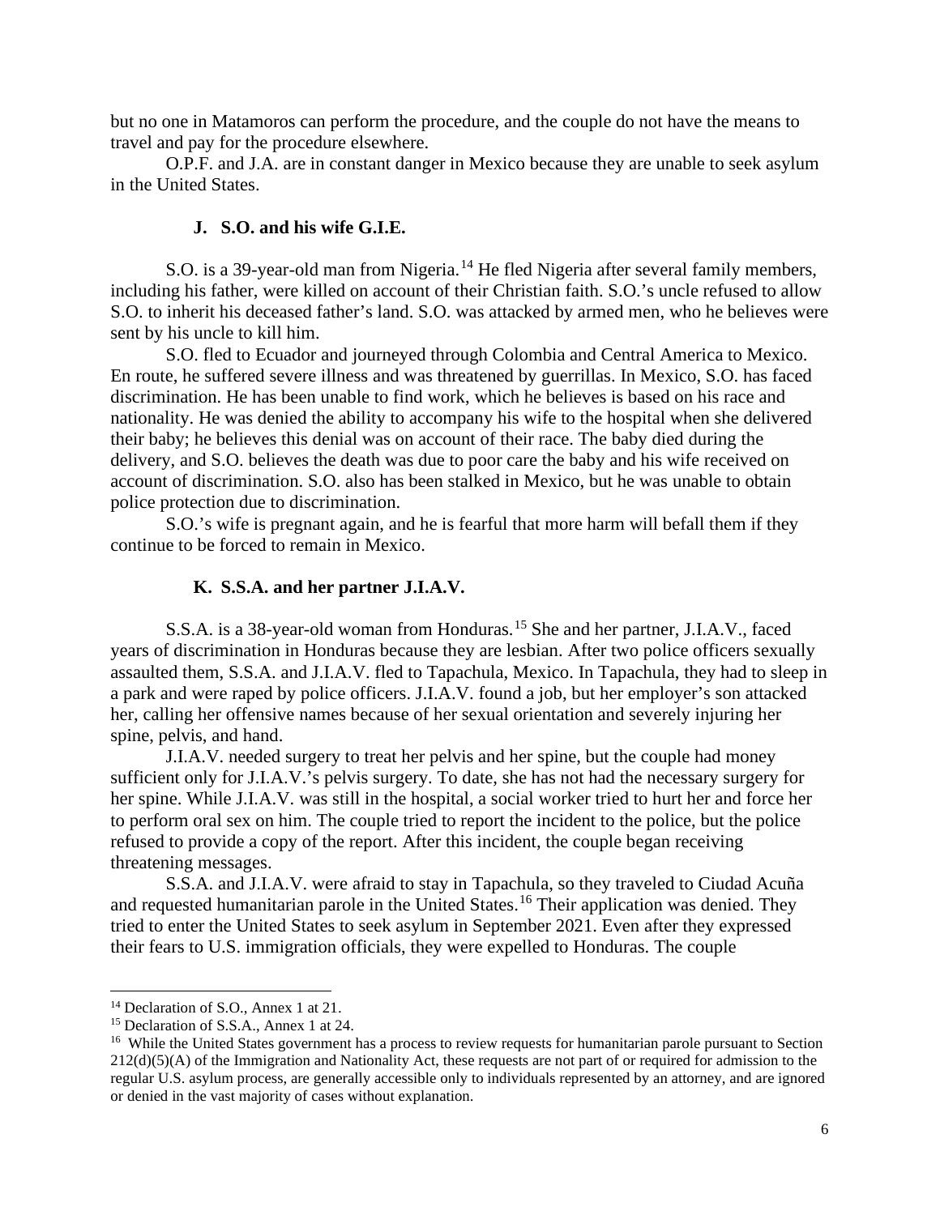but no one in Matamoros can perform the procedure, and the couple do not have the means to travel and pay for the procedure elsewhere.

O.P.F. and J.A. are in constant danger in Mexico because they are unable to seek asylum in the United States.

### J. S.O. and his wife G.I.E.

S.O. is a 39-year-old man from Nigeria.[14] He fled Nigeria after several family members, including his father, were killed on account of their Christian faith. S.O.'s uncle refused to allow S.O. to inherit his deceased father's land. S.O. was attacked by armed men, who he believes were sent by his uncle to kill him.

S.O. fled to Ecuador and journeyed through Colombia and Central America to Mexico. En route, he suffered severe illness and was threatened by guerrillas. In Mexico, S.O. has faced discrimination. He has been unable to find work, which he believes is based on his race and nationality. He was denied the ability to accompany his wife to the hospital when she delivered their baby; he believes this denial was on account of their race. The baby died during the delivery, and S.O. believes the death was due to poor care the baby and his wife received on account of discrimination. S.O. also has been stalked in Mexico, but he was unable to obtain police protection due to discrimination.

S.O.'s wife is pregnant again, and he is fearful that more harm will befall them if they continue to be forced to remain in Mexico.

### K. S.S.A. and her partner J.I.A.V.

S.S.A. is a 38-year-old woman from Honduras.[15] She and her partner, J.I.A.V., faced years of discrimination in Honduras because they are lesbian. After two police officers sexually assaulted them, S.S.A. and J.I.A.V. fled to Tapachula, Mexico. In Tapachula, they had to sleep in a park and were raped by police officers. J.I.A.V. found a job, but her employer's son attacked her, calling her offensive names because of her sexual orientation and severely injuring her spine, pelvis, and hand.

J.I.A.V. needed surgery to treat her pelvis and her spine, but the couple had money sufficient only for J.I.A.V.'s pelvis surgery. To date, she has not had the necessary surgery for her spine. While J.I.A.V. was still in the hospital, a social worker tried to hurt her and force her to perform oral sex on him. The couple tried to report the incident to the police, but the police refused to provide a copy of the report. After this incident, the couple began receiving threatening messages.

S.S.A. and J.I.A.V. were afraid to stay in Tapachula, so they traveled to Ciudad Acuña and requested humanitarian parole in the United States.[16] Their application was denied. They tried to enter the United States to seek asylum in September 2021. Even after they expressed their fears to U.S. immigration officials, they were expelled to Honduras. The couple

---

[14] Declaration of S.O., Annex 1 at 21.

[15] Declaration of S.S.A., Annex 1 at 24.

[16] While the United States government has a process to review requests for humanitarian parole pursuant to Section 212(d)(5)(A) of the Immigration and Nationality Act, these requests are not part of or required for admission to the regular U.S. asylum process, are generally accessible only to individuals represented by an attorney, and are ignored or denied in the vast majority of cases without explanation.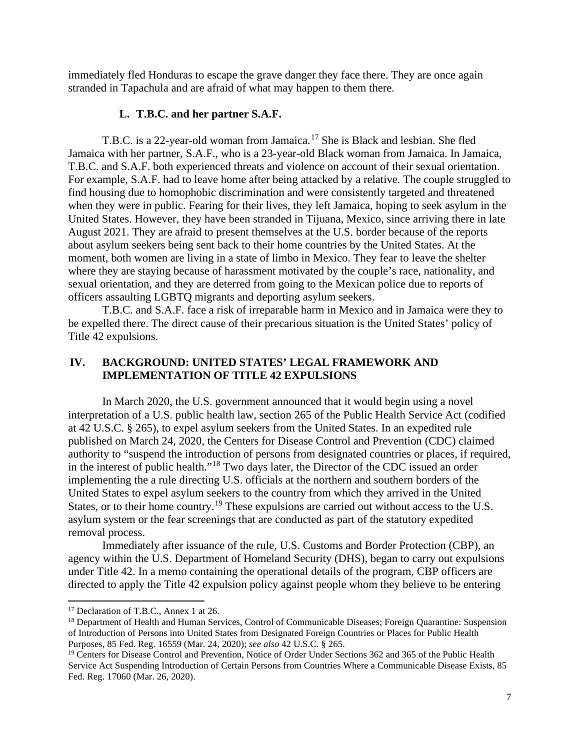immediately fled Honduras to escape the grave danger they face there. They are once again stranded in Tapachula and are afraid of what may happen to them there.

### L. T.B.C. and her partner S.A.F.

T.B.C. is a 22-year-old woman from Jamaica.[17] She is Black and lesbian. She fled Jamaica with her partner, S.A.F., who is a 23-year-old Black woman from Jamaica. In Jamaica, T.B.C. and S.A.F. both experienced threats and violence on account of their sexual orientation. For example, S.A.F. had to leave home after being attacked by a relative. The couple struggled to find housing due to homophobic discrimination and were consistently targeted and threatened when they were in public. Fearing for their lives, they left Jamaica, hoping to seek asylum in the United States. However, they have been stranded in Tijuana, Mexico, since arriving there in late August 2021. They are afraid to present themselves at the U.S. border because of the reports about asylum seekers being sent back to their home countries by the United States. At the moment, both women are living in a state of limbo in Mexico. They fear to leave the shelter where they are staying because of harassment motivated by the couple's race, nationality, and sexual orientation, and they are deterred from going to the Mexican police due to reports of officers assaulting LGBTQ migrants and deporting asylum seekers.

T.B.C. and S.A.F. face a risk of irreparable harm in Mexico and in Jamaica were they to be expelled there. The direct cause of their precarious situation is the United States' policy of Title 42 expulsions.

## IV. BACKGROUND: UNITED STATES' LEGAL FRAMEWORK AND IMPLEMENTATION OF TITLE 42 EXPULSIONS

In March 2020, the U.S. government announced that it would begin using a novel interpretation of a U.S. public health law, section 265 of the Public Health Service Act (codified at 42 U.S.C. § 265), to expel asylum seekers from the United States. In an expedited rule published on March 24, 2020, the Centers for Disease Control and Prevention (CDC) claimed authority to "suspend the introduction of persons from designated countries or places, if required, in the interest of public health."[18] Two days later, the Director of the CDC issued an order implementing the a rule directing U.S. officials at the northern and southern borders of the United States to expel asylum seekers to the country from which they arrived in the United States, or to their home country.[19] These expulsions are carried out without access to the U.S. asylum system or the fear screenings that are conducted as part of the statutory expedited removal process.

Immediately after issuance of the rule, U.S. Customs and Border Protection (CBP), an agency within the U.S. Department of Homeland Security (DHS), began to carry out expulsions under Title 42. In a memo containing the operational details of the program, CBP officers are directed to apply the Title 42 expulsion policy against people whom they believe to be entering

---

[17] Declaration of T.B.C., Annex 1 at 26.

[18] Department of Health and Human Services, Control of Communicable Diseases; Foreign Quarantine: Suspension of Introduction of Persons into United States from Designated Foreign Countries or Places for Public Health Purposes, 85 Fed. Reg. 16559 (Mar. 24, 2020); *see also* 42 U.S.C. § 265.

[19] Centers for Disease Control and Prevention, Notice of Order Under Sections 362 and 365 of the Public Health Service Act Suspending Introduction of Certain Persons from Countries Where a Communicable Disease Exists, 85 Fed. Reg. 17060 (Mar. 26, 2020).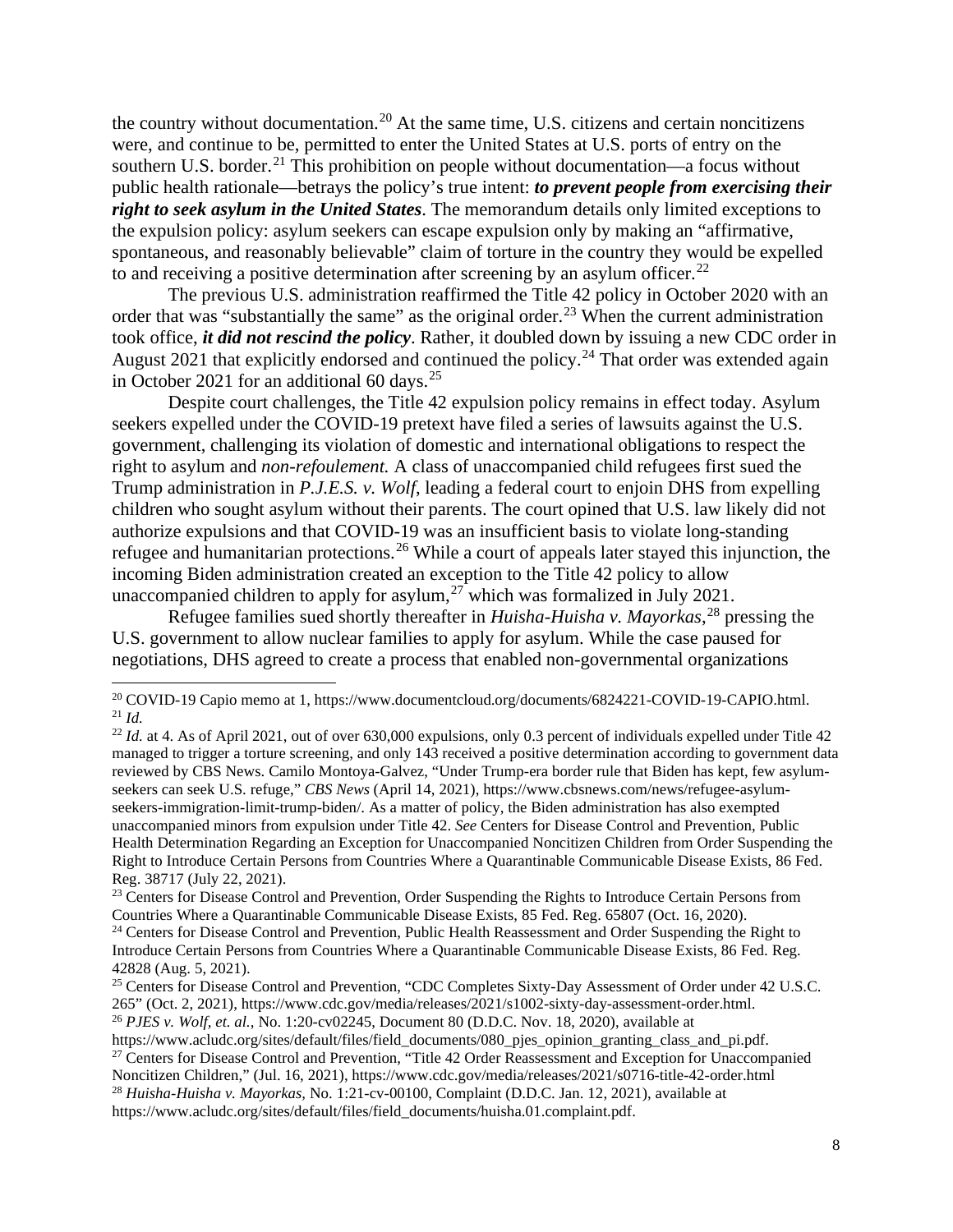the country without documentation.[20] At the same time, U.S. citizens and certain noncitizens were, and continue to be, permitted to enter the United States at U.S. ports of entry on the southern U.S. border.[21] This prohibition on people without documentation—a focus without public health rationale—betrays the policy's true intent: ***to prevent people from exercising their right to seek asylum in the United States***. The memorandum details only limited exceptions to the expulsion policy: asylum seekers can escape expulsion only by making an "affirmative, spontaneous, and reasonably believable" claim of torture in the country they would be expelled to and receiving a positive determination after screening by an asylum officer.[22]

The previous U.S. administration reaffirmed the Title 42 policy in October 2020 with an order that was "substantially the same" as the original order.[23] When the current administration took office, ***it did not rescind the policy***. Rather, it doubled down by issuing a new CDC order in August 2021 that explicitly endorsed and continued the policy.[24] That order was extended again in October 2021 for an additional 60 days.[25]

Despite court challenges, the Title 42 expulsion policy remains in effect today. Asylum seekers expelled under the COVID-19 pretext have filed a series of lawsuits against the U.S. government, challenging its violation of domestic and international obligations to respect the right to asylum and *non-refoulement.* A class of unaccompanied child refugees first sued the Trump administration in *P.J.E.S. v. Wolf*, leading a federal court to enjoin DHS from expelling children who sought asylum without their parents. The court opined that U.S. law likely did not authorize expulsions and that COVID-19 was an insufficient basis to violate long-standing refugee and humanitarian protections.[26] While a court of appeals later stayed this injunction, the incoming Biden administration created an exception to the Title 42 policy to allow unaccompanied children to apply for asylum,[27] which was formalized in July 2021.

Refugee families sued shortly thereafter in *Huisha-Huisha v. Mayorkas*,[28] pressing the U.S. government to allow nuclear families to apply for asylum. While the case paused for negotiations, DHS agreed to create a process that enabled non-governmental organizations

---

[20] COVID-19 Capio memo at 1, https://www.documentcloud.org/documents/6824221-COVID-19-CAPIO.html.

[21] *Id.*

[22] *Id.* at 4. As of April 2021, out of over 630,000 expulsions, only 0.3 percent of individuals expelled under Title 42 managed to trigger a torture screening, and only 143 received a positive determination according to government data reviewed by CBS News. Camilo Montoya-Galvez, "Under Trump-era border rule that Biden has kept, few asylum-seekers can seek U.S. refuge," *CBS News* (April 14, 2021), https://www.cbsnews.com/news/refugee-asylum-seekers-immigration-limit-trump-biden/. As a matter of policy, the Biden administration has also exempted unaccompanied minors from expulsion under Title 42. *See* Centers for Disease Control and Prevention, Public Health Determination Regarding an Exception for Unaccompanied Noncitizen Children from Order Suspending the Right to Introduce Certain Persons from Countries Where a Quarantinable Communicable Disease Exists, 86 Fed. Reg. 38717 (July 22, 2021).

[23] Centers for Disease Control and Prevention, Order Suspending the Rights to Introduce Certain Persons from Countries Where a Quarantinable Communicable Disease Exists, 85 Fed. Reg. 65807 (Oct. 16, 2020).

[24] Centers for Disease Control and Prevention, Public Health Reassessment and Order Suspending the Right to Introduce Certain Persons from Countries Where a Quarantinable Communicable Disease Exists, 86 Fed. Reg. 42828 (Aug. 5, 2021).

[25] Centers for Disease Control and Prevention, "CDC Completes Sixty-Day Assessment of Order under 42 U.S.C. 265" (Oct. 2, 2021), https://www.cdc.gov/media/releases/2021/s1002-sixty-day-assessment-order.html.

[26] *PJES v. Wolf, et. al.*, No. 1:20-cv02245, Document 80 (D.D.C. Nov. 18, 2020), available at https://www.acludc.org/sites/default/files/field_documents/080_pjes_opinion_granting_class_and_pi.pdf.

[27] Centers for Disease Control and Prevention, "Title 42 Order Reassessment and Exception for Unaccompanied Noncitizen Children," (Jul. 16, 2021), https://www.cdc.gov/media/releases/2021/s0716-title-42-order.html

[28] *Huisha-Huisha v. Mayorkas*, No. 1:21-cv-00100, Complaint (D.D.C. Jan. 12, 2021), available at https://www.acludc.org/sites/default/files/field_documents/huisha.01.complaint.pdf.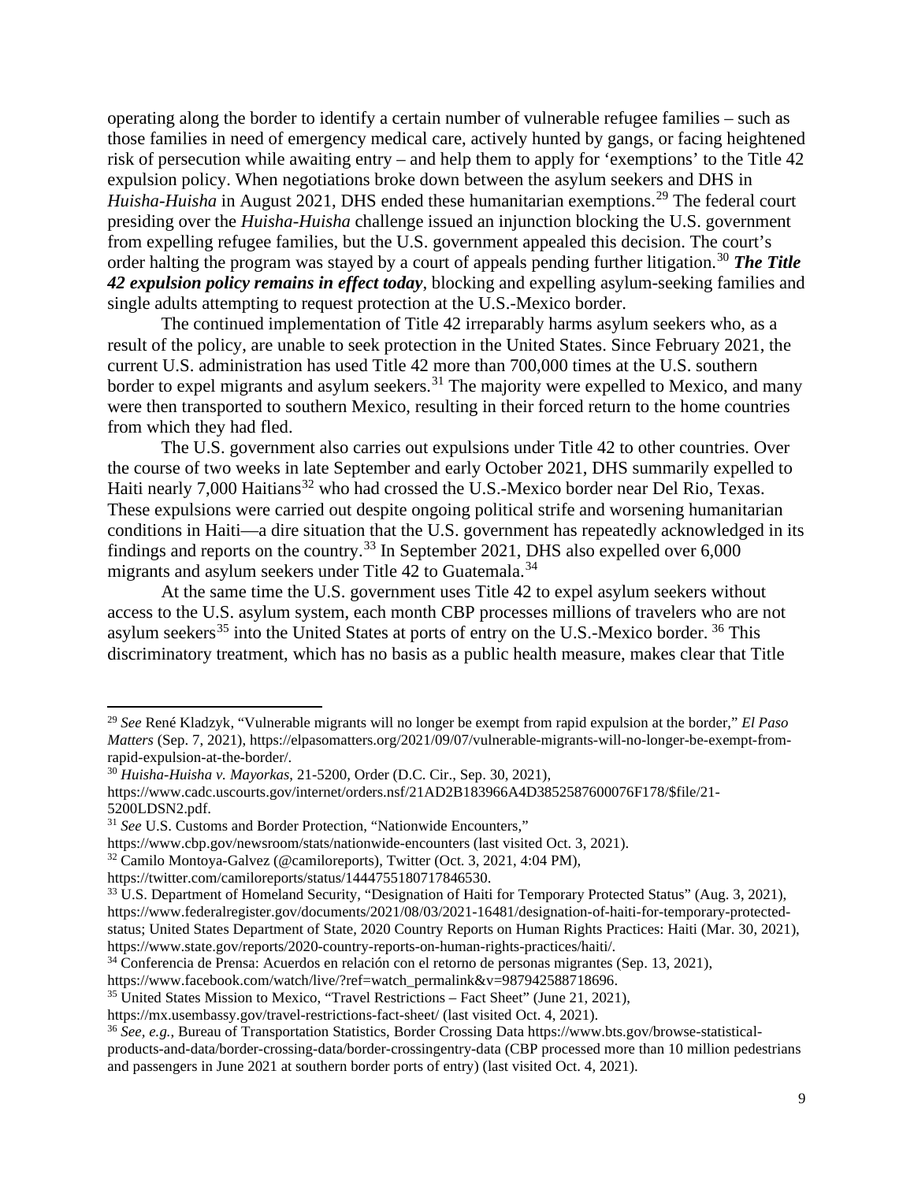operating along the border to identify a certain number of vulnerable refugee families – such as those families in need of emergency medical care, actively hunted by gangs, or facing heightened risk of persecution while awaiting entry – and help them to apply for 'exemptions' to the Title 42 expulsion policy. When negotiations broke down between the asylum seekers and DHS in *Huisha-Huisha* in August 2021, DHS ended these humanitarian exemptions.[29] The federal court presiding over the *Huisha-Huisha* challenge issued an injunction blocking the U.S. government from expelling refugee families, but the U.S. government appealed this decision. The court's order halting the program was stayed by a court of appeals pending further litigation.[30] ***The Title 42 expulsion policy remains in effect today***, blocking and expelling asylum-seeking families and single adults attempting to request protection at the U.S.-Mexico border.

The continued implementation of Title 42 irreparably harms asylum seekers who, as a result of the policy, are unable to seek protection in the United States. Since February 2021, the current U.S. administration has used Title 42 more than 700,000 times at the U.S. southern border to expel migrants and asylum seekers.[31] The majority were expelled to Mexico, and many were then transported to southern Mexico, resulting in their forced return to the home countries from which they had fled.

The U.S. government also carries out expulsions under Title 42 to other countries. Over the course of two weeks in late September and early October 2021, DHS summarily expelled to Haiti nearly 7,000 Haitians[32] who had crossed the U.S.-Mexico border near Del Rio, Texas. These expulsions were carried out despite ongoing political strife and worsening humanitarian conditions in Haiti—a dire situation that the U.S. government has repeatedly acknowledged in its findings and reports on the country.[33] In September 2021, DHS also expelled over 6,000 migrants and asylum seekers under Title 42 to Guatemala.[34]

At the same time the U.S. government uses Title 42 to expel asylum seekers without access to the U.S. asylum system, each month CBP processes millions of travelers who are not asylum seekers[35] into the United States at ports of entry on the U.S.-Mexico border. [36] This discriminatory treatment, which has no basis as a public health measure, makes clear that Title

---

[29] *See* René Kladzyk, "Vulnerable migrants will no longer be exempt from rapid expulsion at the border," *El Paso Matters* (Sep. 7, 2021), https://elpasomatters.org/2021/09/07/vulnerable-migrants-will-no-longer-be-exempt-from-rapid-expulsion-at-the-border/.

[30] *Huisha-Huisha v. Mayorkas*, 21-5200, Order (D.C. Cir., Sep. 30, 2021), https://www.cadc.uscourts.gov/internet/orders.nsf/21AD2B183966A4D3852587600076F178/$file/21-5200LDSN2.pdf.

[31] *See* U.S. Customs and Border Protection, "Nationwide Encounters," https://www.cbp.gov/newsroom/stats/nationwide-encounters (last visited Oct. 3, 2021).

[32] Camilo Montoya-Galvez (@camiloreports), Twitter (Oct. 3, 2021, 4:04 PM), https://twitter.com/camiloreports/status/1444755180717846530.

[33] U.S. Department of Homeland Security, "Designation of Haiti for Temporary Protected Status" (Aug. 3, 2021), https://www.federalregister.gov/documents/2021/08/03/2021-16481/designation-of-haiti-for-temporary-protected-status; United States Department of State, 2020 Country Reports on Human Rights Practices: Haiti (Mar. 30, 2021), https://www.state.gov/reports/2020-country-reports-on-human-rights-practices/haiti/.

[34] Conferencia de Prensa: Acuerdos en relación con el retorno de personas migrantes (Sep. 13, 2021), https://www.facebook.com/watch/live/?ref=watch_permalink&v=987942588718696.

[35] United States Mission to Mexico, "Travel Restrictions – Fact Sheet" (June 21, 2021), https://mx.usembassy.gov/travel-restrictions-fact-sheet/ (last visited Oct. 4, 2021).

[36] *See, e.g.*, Bureau of Transportation Statistics, Border Crossing Data https://www.bts.gov/browse-statistical-products-and-data/border-crossing-data/border-crossingentry-data (CBP processed more than 10 million pedestrians and passengers in June 2021 at southern border ports of entry) (last visited Oct. 4, 2021).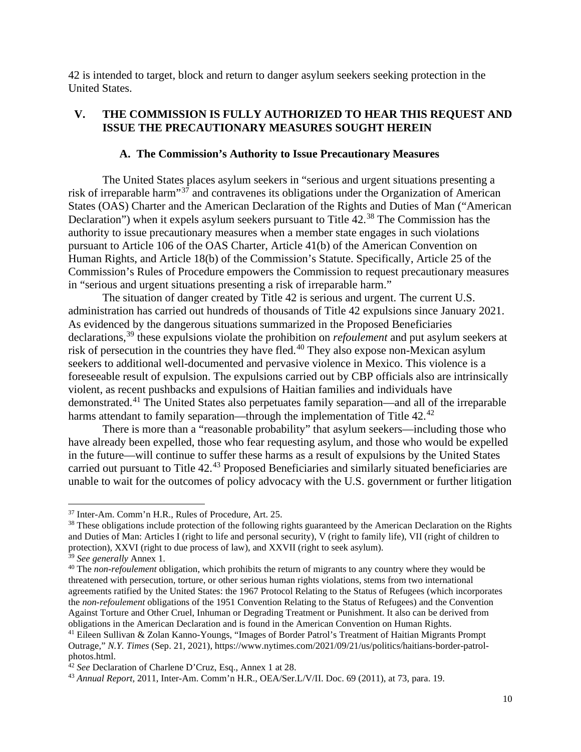42 is intended to target, block and return to danger asylum seekers seeking protection in the United States.

## V. THE COMMISSION IS FULLY AUTHORIZED TO HEAR THIS REQUEST AND ISSUE THE PRECAUTIONARY MEASURES SOUGHT HEREIN

### A. The Commission's Authority to Issue Precautionary Measures

The United States places asylum seekers in "serious and urgent situations presenting a risk of irreparable harm"[37] and contravenes its obligations under the Organization of American States (OAS) Charter and the American Declaration of the Rights and Duties of Man ("American Declaration") when it expels asylum seekers pursuant to Title 42.[38] The Commission has the authority to issue precautionary measures when a member state engages in such violations pursuant to Article 106 of the OAS Charter, Article 41(b) of the American Convention on Human Rights, and Article 18(b) of the Commission's Statute. Specifically, Article 25 of the Commission's Rules of Procedure empowers the Commission to request precautionary measures in "serious and urgent situations presenting a risk of irreparable harm."

The situation of danger created by Title 42 is serious and urgent. The current U.S. administration has carried out hundreds of thousands of Title 42 expulsions since January 2021. As evidenced by the dangerous situations summarized in the Proposed Beneficiaries declarations,[39] these expulsions violate the prohibition on *refoulement* and put asylum seekers at risk of persecution in the countries they have fled.[40] They also expose non-Mexican asylum seekers to additional well-documented and pervasive violence in Mexico. This violence is a foreseeable result of expulsion. The expulsions carried out by CBP officials also are intrinsically violent, as recent pushbacks and expulsions of Haitian families and individuals have demonstrated.[41] The United States also perpetuates family separation—and all of the irreparable harms attendant to family separation—through the implementation of Title 42.[42]

There is more than a "reasonable probability" that asylum seekers—including those who have already been expelled, those who fear requesting asylum, and those who would be expelled in the future—will continue to suffer these harms as a result of expulsions by the United States carried out pursuant to Title 42.[43] Proposed Beneficiaries and similarly situated beneficiaries are unable to wait for the outcomes of policy advocacy with the U.S. government or further litigation

---

[37] Inter-Am. Comm'n H.R., Rules of Procedure, Art. 25.

[38] These obligations include protection of the following rights guaranteed by the American Declaration on the Rights and Duties of Man: Articles I (right to life and personal security), V (right to family life), VII (right of children to protection), XXVI (right to due process of law), and XXVII (right to seek asylum).

[39] *See generally* Annex 1.

[40] The *non-refoulement* obligation, which prohibits the return of migrants to any country where they would be threatened with persecution, torture, or other serious human rights violations, stems from two international agreements ratified by the United States: the 1967 Protocol Relating to the Status of Refugees (which incorporates the *non-refoulement* obligations of the 1951 Convention Relating to the Status of Refugees) and the Convention Against Torture and Other Cruel, Inhuman or Degrading Treatment or Punishment. It also can be derived from obligations in the American Declaration and is found in the American Convention on Human Rights.

[41] Eileen Sullivan & Zolan Kanno-Youngs, "Images of Border Patrol's Treatment of Haitian Migrants Prompt Outrage," *N.Y. Times* (Sep. 21, 2021), https://www.nytimes.com/2021/09/21/us/politics/haitians-border-patrol-photos.html.

[42] *See* Declaration of Charlene D'Cruz, Esq., Annex 1 at 28.

[43] *Annual Report*, 2011, Inter-Am. Comm'n H.R., OEA/Ser.L/V/II. Doc. 69 (2011), at 73, para. 19.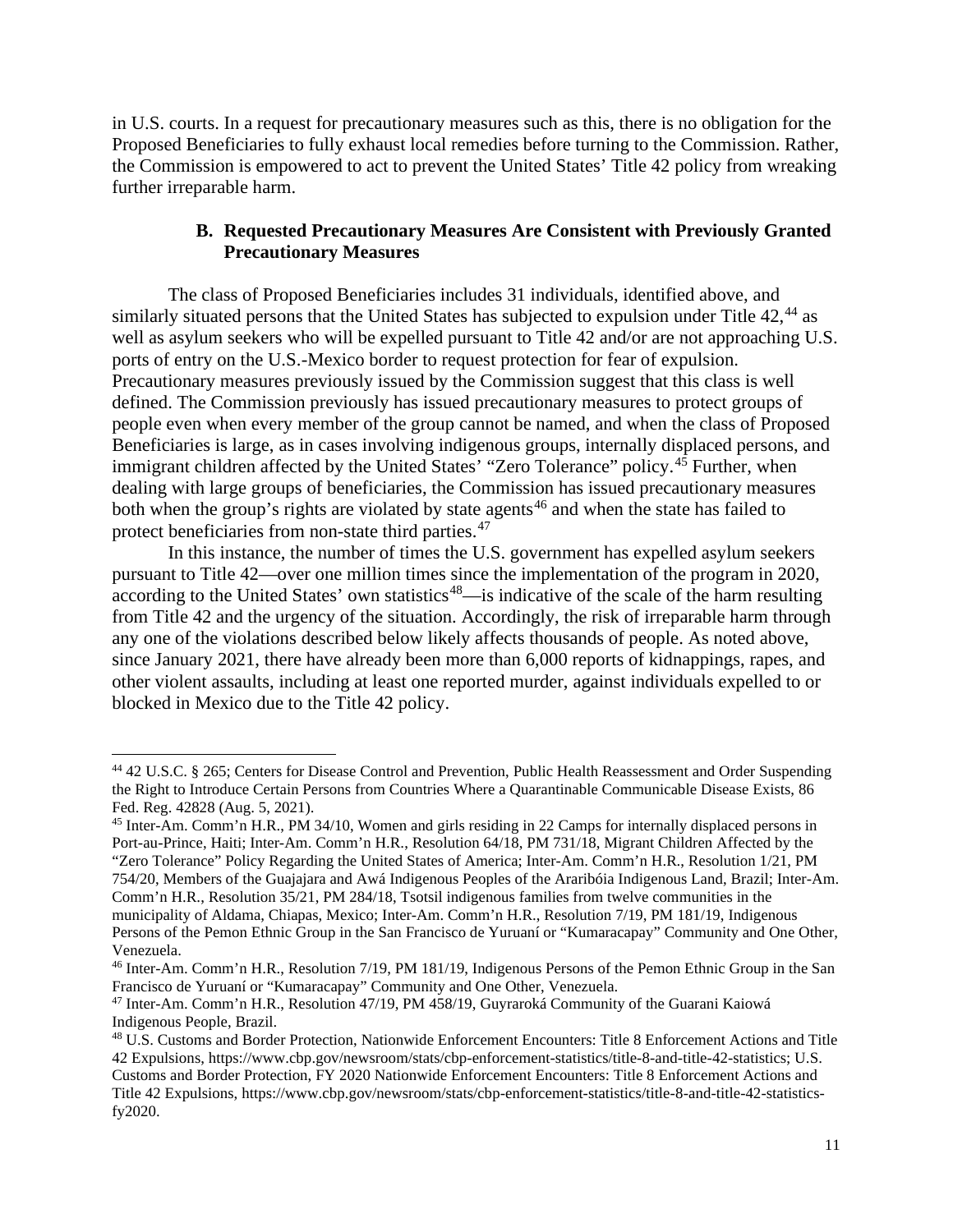in U.S. courts. In a request for precautionary measures such as this, there is no obligation for the Proposed Beneficiaries to fully exhaust local remedies before turning to the Commission. Rather, the Commission is empowered to act to prevent the United States' Title 42 policy from wreaking further irreparable harm.

### B. Requested Precautionary Measures Are Consistent with Previously Granted Precautionary Measures

The class of Proposed Beneficiaries includes 31 individuals, identified above, and similarly situated persons that the United States has subjected to expulsion under Title 42,[44] as well as asylum seekers who will be expelled pursuant to Title 42 and/or are not approaching U.S. ports of entry on the U.S.-Mexico border to request protection for fear of expulsion. Precautionary measures previously issued by the Commission suggest that this class is well defined. The Commission previously has issued precautionary measures to protect groups of people even when every member of the group cannot be named, and when the class of Proposed Beneficiaries is large, as in cases involving indigenous groups, internally displaced persons, and immigrant children affected by the United States' "Zero Tolerance" policy.[45] Further, when dealing with large groups of beneficiaries, the Commission has issued precautionary measures both when the group's rights are violated by state agents[46] and when the state has failed to protect beneficiaries from non-state third parties.[47]

In this instance, the number of times the U.S. government has expelled asylum seekers pursuant to Title 42—over one million times since the implementation of the program in 2020, according to the United States' own statistics[48]—is indicative of the scale of the harm resulting from Title 42 and the urgency of the situation. Accordingly, the risk of irreparable harm through any one of the violations described below likely affects thousands of people. As noted above, since January 2021, there have already been more than 6,000 reports of kidnappings, rapes, and other violent assaults, including at least one reported murder, against individuals expelled to or blocked in Mexico due to the Title 42 policy.

---

[44] 42 U.S.C. § 265; Centers for Disease Control and Prevention, Public Health Reassessment and Order Suspending the Right to Introduce Certain Persons from Countries Where a Quarantinable Communicable Disease Exists, 86 Fed. Reg. 42828 (Aug. 5, 2021).

[45] Inter-Am. Comm'n H.R., PM 34/10, Women and girls residing in 22 Camps for internally displaced persons in Port-au-Prince, Haiti; Inter-Am. Comm'n H.R., Resolution 64/18, PM 731/18, Migrant Children Affected by the "Zero Tolerance" Policy Regarding the United States of America; Inter-Am. Comm'n H.R., Resolution 1/21, PM 754/20, Members of the Guajajara and Awá Indigenous Peoples of the Araribóia Indigenous Land, Brazil; Inter-Am. Comm'n H.R., Resolution 35/21, PM 284/18, Tsotsil indigenous families from twelve communities in the municipality of Aldama, Chiapas, Mexico; Inter-Am. Comm'n H.R., Resolution 7/19, PM 181/19, Indigenous Persons of the Pemon Ethnic Group in the San Francisco de Yuruaní or "Kumaracapay" Community and One Other, Venezuela.

[46] Inter-Am. Comm'n H.R., Resolution 7/19, PM 181/19, Indigenous Persons of the Pemon Ethnic Group in the San Francisco de Yuruaní or "Kumaracapay" Community and One Other, Venezuela.

[47] Inter-Am. Comm'n H.R., Resolution 47/19, PM 458/19, Guyraroká Community of the Guarani Kaiowá Indigenous People, Brazil.

[48] U.S. Customs and Border Protection, Nationwide Enforcement Encounters: Title 8 Enforcement Actions and Title 42 Expulsions, https://www.cbp.gov/newsroom/stats/cbp-enforcement-statistics/title-8-and-title-42-statistics; U.S. Customs and Border Protection, FY 2020 Nationwide Enforcement Encounters: Title 8 Enforcement Actions and Title 42 Expulsions, https://www.cbp.gov/newsroom/stats/cbp-enforcement-statistics/title-8-and-title-42-statistics-fy2020.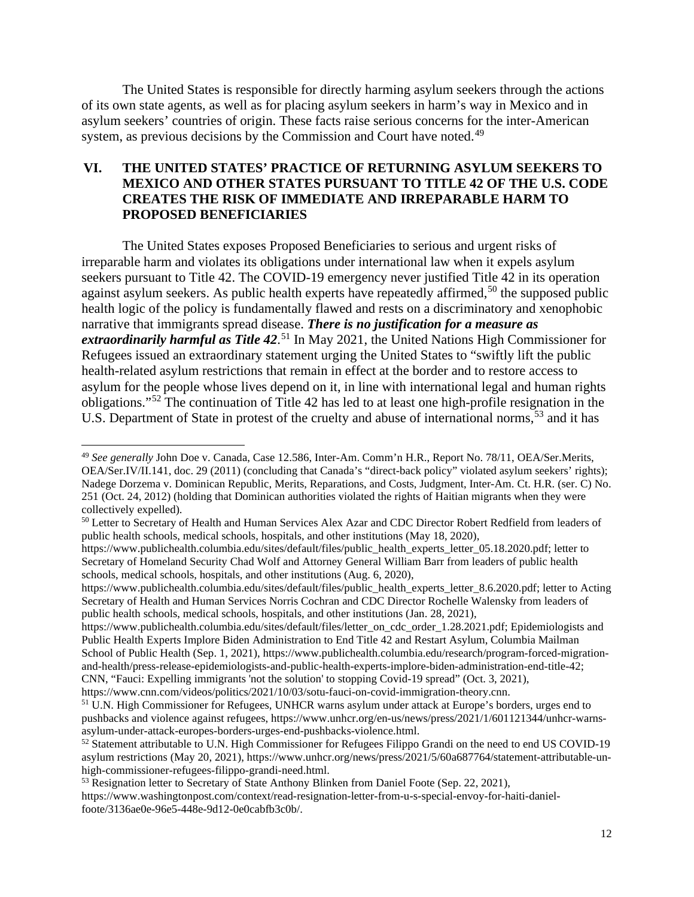The United States is responsible for directly harming asylum seekers through the actions of its own state agents, as well as for placing asylum seekers in harm's way in Mexico and in asylum seekers' countries of origin. These facts raise serious concerns for the inter-American system, as previous decisions by the Commission and Court have noted.[49]

## VI. THE UNITED STATES' PRACTICE OF RETURNING ASYLUM SEEKERS TO MEXICO AND OTHER STATES PURSUANT TO TITLE 42 OF THE U.S. CODE CREATES THE RISK OF IMMEDIATE AND IRREPARABLE HARM TO PROPOSED BENEFICIARIES

The United States exposes Proposed Beneficiaries to serious and urgent risks of irreparable harm and violates its obligations under international law when it expels asylum seekers pursuant to Title 42. The COVID-19 emergency never justified Title 42 in its operation against asylum seekers. As public health experts have repeatedly affirmed,[50] the supposed public health logic of the policy is fundamentally flawed and rests on a discriminatory and xenophobic narrative that immigrants spread disease. ***There is no justification for a measure as extraordinarily harmful as Title 42***.[51] In May 2021, the United Nations High Commissioner for Refugees issued an extraordinary statement urging the United States to "swiftly lift the public health-related asylum restrictions that remain in effect at the border and to restore access to asylum for the people whose lives depend on it, in line with international legal and human rights obligations."[52] The continuation of Title 42 has led to at least one high-profile resignation in the U.S. Department of State in protest of the cruelty and abuse of international norms,[53] and it has

---

[49] *See generally* John Doe v. Canada, Case 12.586, Inter-Am. Comm'n H.R., Report No. 78/11, OEA/Ser.Merits, OEA/Ser.IV/II.141, doc. 29 (2011) (concluding that Canada's "direct-back policy" violated asylum seekers' rights); Nadege Dorzema v. Dominican Republic, Merits, Reparations, and Costs, Judgment, Inter-Am. Ct. H.R. (ser. C) No. 251 (Oct. 24, 2012) (holding that Dominican authorities violated the rights of Haitian migrants when they were collectively expelled).

[50] Letter to Secretary of Health and Human Services Alex Azar and CDC Director Robert Redfield from leaders of public health schools, medical schools, hospitals, and other institutions (May 18, 2020), https://www.publichealth.columbia.edu/sites/default/files/public_health_experts_letter_05.18.2020.pdf; letter to Secretary of Homeland Security Chad Wolf and Attorney General William Barr from leaders of public health schools, medical schools, hospitals, and other institutions (Aug. 6, 2020), https://www.publichealth.columbia.edu/sites/default/files/public_health_experts_letter_8.6.2020.pdf; letter to Acting Secretary of Health and Human Services Norris Cochran and CDC Director Rochelle Walensky from leaders of public health schools, medical schools, hospitals, and other institutions (Jan. 28, 2021), https://www.publichealth.columbia.edu/sites/default/files/letter_on_cdc_order_1.28.2021.pdf; Epidemiologists and Public Health Experts Implore Biden Administration to End Title 42 and Restart Asylum, Columbia Mailman School of Public Health (Sep. 1, 2021), https://www.publichealth.columbia.edu/research/program-forced-migration-and-health/press-release-epidemiologists-and-public-health-experts-implore-biden-administration-end-title-42; CNN, "Fauci: Expelling immigrants 'not the solution' to stopping Covid-19 spread" (Oct. 3, 2021), https://www.cnn.com/videos/politics/2021/10/03/sotu-fauci-on-covid-immigration-theory.cnn.

[51] U.N. High Commissioner for Refugees, UNHCR warns asylum under attack at Europe's borders, urges end to pushbacks and violence against refugees, https://www.unhcr.org/en-us/news/press/2021/1/601121344/unhcr-warns-asylum-under-attack-europes-borders-urges-end-pushbacks-violence.html.

[52] Statement attributable to U.N. High Commissioner for Refugees Filippo Grandi on the need to end US COVID-19 asylum restrictions (May 20, 2021), https://www.unhcr.org/news/press/2021/5/60a687764/statement-attributable-un-high-commissioner-refugees-filippo-grandi-need.html.

[53] Resignation letter to Secretary of State Anthony Blinken from Daniel Foote (Sep. 22, 2021), https://www.washingtonpost.com/context/read-resignation-letter-from-u-s-special-envoy-for-haiti-daniel-foote/3136ae0e-96e5-448e-9d12-0e0cabfb3c0b/.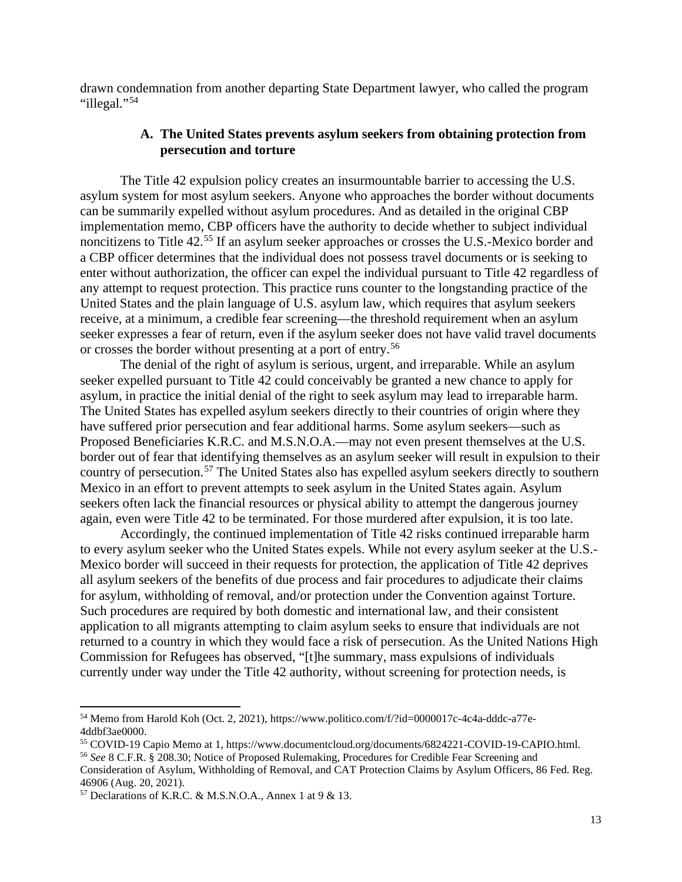drawn condemnation from another departing State Department lawyer, who called the program "illegal."[54]

### A. The United States prevents asylum seekers from obtaining protection from persecution and torture

The Title 42 expulsion policy creates an insurmountable barrier to accessing the U.S. asylum system for most asylum seekers. Anyone who approaches the border without documents can be summarily expelled without asylum procedures. And as detailed in the original CBP implementation memo, CBP officers have the authority to decide whether to subject individual noncitizens to Title 42.[55] If an asylum seeker approaches or crosses the U.S.-Mexico border and a CBP officer determines that the individual does not possess travel documents or is seeking to enter without authorization, the officer can expel the individual pursuant to Title 42 regardless of any attempt to request protection. This practice runs counter to the longstanding practice of the United States and the plain language of U.S. asylum law, which requires that asylum seekers receive, at a minimum, a credible fear screening—the threshold requirement when an asylum seeker expresses a fear of return, even if the asylum seeker does not have valid travel documents or crosses the border without presenting at a port of entry.[56]

The denial of the right of asylum is serious, urgent, and irreparable. While an asylum seeker expelled pursuant to Title 42 could conceivably be granted a new chance to apply for asylum, in practice the initial denial of the right to seek asylum may lead to irreparable harm. The United States has expelled asylum seekers directly to their countries of origin where they have suffered prior persecution and fear additional harms. Some asylum seekers—such as Proposed Beneficiaries K.R.C. and M.S.N.O.A.—may not even present themselves at the U.S. border out of fear that identifying themselves as an asylum seeker will result in expulsion to their country of persecution.[57] The United States also has expelled asylum seekers directly to southern Mexico in an effort to prevent attempts to seek asylum in the United States again. Asylum seekers often lack the financial resources or physical ability to attempt the dangerous journey again, even were Title 42 to be terminated. For those murdered after expulsion, it is too late.

Accordingly, the continued implementation of Title 42 risks continued irreparable harm to every asylum seeker who the United States expels. While not every asylum seeker at the U.S.-Mexico border will succeed in their requests for protection, the application of Title 42 deprives all asylum seekers of the benefits of due process and fair procedures to adjudicate their claims for asylum, withholding of removal, and/or protection under the Convention against Torture. Such procedures are required by both domestic and international law, and their consistent application to all migrants attempting to claim asylum seeks to ensure that individuals are not returned to a country in which they would face a risk of persecution. As the United Nations High Commission for Refugees has observed, "[t]he summary, mass expulsions of individuals currently under way under the Title 42 authority, without screening for protection needs, is

---

[54] Memo from Harold Koh (Oct. 2, 2021), https://www.politico.com/f/?id=0000017c-4c4a-dddc-a77e-4ddbf3ae0000.

[55] COVID-19 Capio Memo at 1, https://www.documentcloud.org/documents/6824221-COVID-19-CAPIO.html.

[56] *See* 8 C.F.R. § 208.30; Notice of Proposed Rulemaking, Procedures for Credible Fear Screening and Consideration of Asylum, Withholding of Removal, and CAT Protection Claims by Asylum Officers, 86 Fed. Reg. 46906 (Aug. 20, 2021).

[57] Declarations of K.R.C. & M.S.N.O.A., Annex 1 at 9 & 13.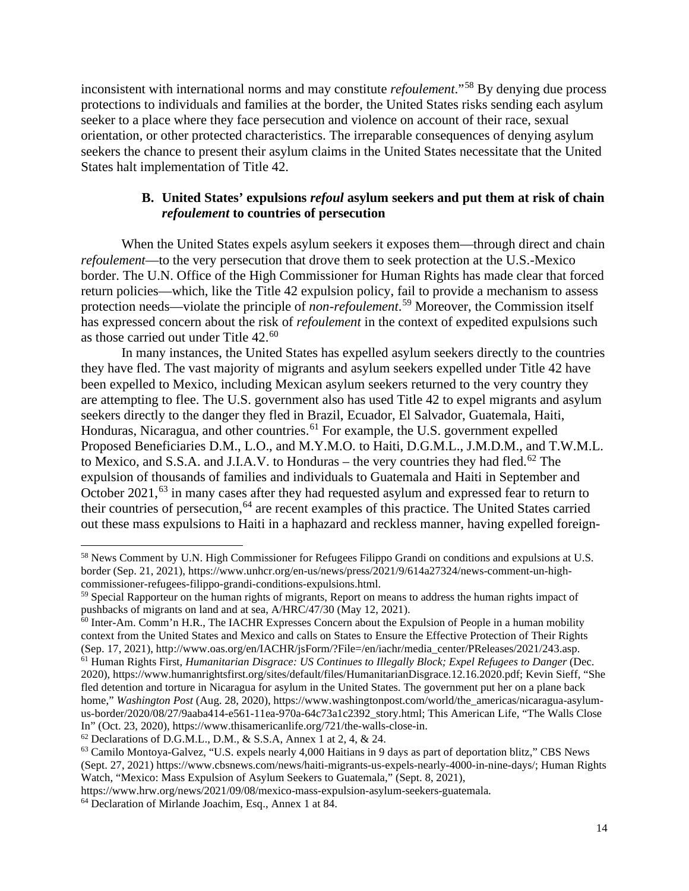inconsistent with international norms and may constitute *refoulement*."[58] By denying due process protections to individuals and families at the border, the United States risks sending each asylum seeker to a place where they face persecution and violence on account of their race, sexual orientation, or other protected characteristics. The irreparable consequences of denying asylum seekers the chance to present their asylum claims in the United States necessitate that the United States halt implementation of Title 42.

### B. United States' expulsions *refoul* asylum seekers and put them at risk of chain *refoulement* to countries of persecution

When the United States expels asylum seekers it exposes them—through direct and chain *refoulement*—to the very persecution that drove them to seek protection at the U.S.-Mexico border. The U.N. Office of the High Commissioner for Human Rights has made clear that forced return policies—which, like the Title 42 expulsion policy, fail to provide a mechanism to assess protection needs—violate the principle of *non-refoulement*.[59] Moreover, the Commission itself has expressed concern about the risk of *refoulement* in the context of expedited expulsions such as those carried out under Title 42.[60]

In many instances, the United States has expelled asylum seekers directly to the countries they have fled. The vast majority of migrants and asylum seekers expelled under Title 42 have been expelled to Mexico, including Mexican asylum seekers returned to the very country they are attempting to flee. The U.S. government also has used Title 42 to expel migrants and asylum seekers directly to the danger they fled in Brazil, Ecuador, El Salvador, Guatemala, Haiti, Honduras, Nicaragua, and other countries.[61] For example, the U.S. government expelled Proposed Beneficiaries D.M., L.O., and M.Y.M.O. to Haiti, D.G.M.L., J.M.D.M., and T.W.M.L. to Mexico, and S.S.A. and J.I.A.V. to Honduras – the very countries they had fled.[62] The expulsion of thousands of families and individuals to Guatemala and Haiti in September and October 2021,[63] in many cases after they had requested asylum and expressed fear to return to their countries of persecution,[64] are recent examples of this practice. The United States carried out these mass expulsions to Haiti in a haphazard and reckless manner, having expelled foreign-

---

[58] News Comment by U.N. High Commissioner for Refugees Filippo Grandi on conditions and expulsions at U.S. border (Sep. 21, 2021), https://www.unhcr.org/en-us/news/press/2021/9/614a27324/news-comment-un-high-commissioner-refugees-filippo-grandi-conditions-expulsions.html.

[59] Special Rapporteur on the human rights of migrants, Report on means to address the human rights impact of pushbacks of migrants on land and at sea, A/HRC/47/30 (May 12, 2021).

[60] Inter-Am. Comm'n H.R., The IACHR Expresses Concern about the Expulsion of People in a human mobility context from the United States and Mexico and calls on States to Ensure the Effective Protection of Their Rights (Sep. 17, 2021), http://www.oas.org/en/IACHR/jsForm/?File=/en/iachr/media_center/PReleases/2021/243.asp.

[61] Human Rights First, *Humanitarian Disgrace: US Continues to Illegally Block; Expel Refugees to Danger* (Dec. 2020), https://www.humanrightsfirst.org/sites/default/files/HumanitarianDisgrace.12.16.2020.pdf; Kevin Sieff, "She fled detention and torture in Nicaragua for asylum in the United States. The government put her on a plane back home," *Washington Post* (Aug. 28, 2020), https://www.washingtonpost.com/world/the_americas/nicaragua-asylum-us-border/2020/08/27/9aaba414-e561-11ea-970a-64c73a1c2392_story.html; This American Life, "The Walls Close In" (Oct. 23, 2020), https://www.thisamericanlife.org/721/the-walls-close-in.

[62] Declarations of D.G.M.L., D.M., & S.S.A, Annex 1 at 2, 4, & 24.

[63] Camilo Montoya-Galvez, "U.S. expels nearly 4,000 Haitians in 9 days as part of deportation blitz," CBS News (Sept. 27, 2021) https://www.cbsnews.com/news/haiti-migrants-us-expels-nearly-4000-in-nine-days/; Human Rights Watch, "Mexico: Mass Expulsion of Asylum Seekers to Guatemala," (Sept. 8, 2021), https://www.hrw.org/news/2021/09/08/mexico-mass-expulsion-asylum-seekers-guatemala.

[64] Declaration of Mirlande Joachim, Esq., Annex 1 at 84.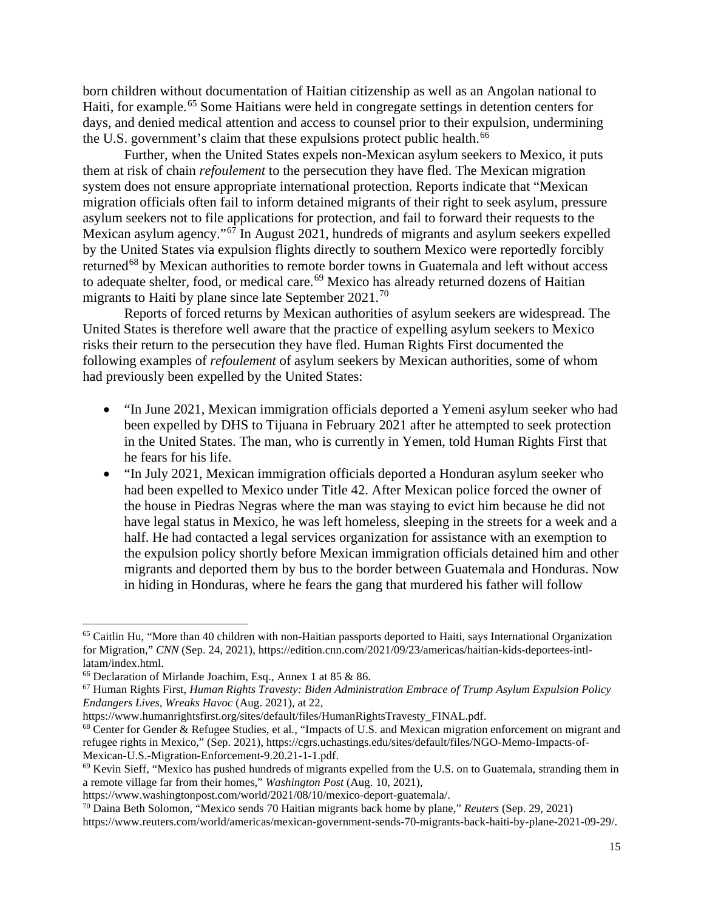born children without documentation of Haitian citizenship as well as an Angolan national to Haiti, for example.[65] Some Haitians were held in congregate settings in detention centers for days, and denied medical attention and access to counsel prior to their expulsion, undermining the U.S. government's claim that these expulsions protect public health.[66]

Further, when the United States expels non-Mexican asylum seekers to Mexico, it puts them at risk of chain *refoulement* to the persecution they have fled. The Mexican migration system does not ensure appropriate international protection. Reports indicate that "Mexican migration officials often fail to inform detained migrants of their right to seek asylum, pressure asylum seekers not to file applications for protection, and fail to forward their requests to the Mexican asylum agency."[67] In August 2021, hundreds of migrants and asylum seekers expelled by the United States via expulsion flights directly to southern Mexico were reportedly forcibly returned[68] by Mexican authorities to remote border towns in Guatemala and left without access to adequate shelter, food, or medical care.[69] Mexico has already returned dozens of Haitian migrants to Haiti by plane since late September 2021.[70]

Reports of forced returns by Mexican authorities of asylum seekers are widespread. The United States is therefore well aware that the practice of expelling asylum seekers to Mexico risks their return to the persecution they have fled. Human Rights First documented the following examples of *refoulement* of asylum seekers by Mexican authorities, some of whom had previously been expelled by the United States:

- "In June 2021, Mexican immigration officials deported a Yemeni asylum seeker who had been expelled by DHS to Tijuana in February 2021 after he attempted to seek protection in the United States. The man, who is currently in Yemen, told Human Rights First that he fears for his life.
- "In July 2021, Mexican immigration officials deported a Honduran asylum seeker who had been expelled to Mexico under Title 42. After Mexican police forced the owner of the house in Piedras Negras where the man was staying to evict him because he did not have legal status in Mexico, he was left homeless, sleeping in the streets for a week and a half. He had contacted a legal services organization for assistance with an exemption to the expulsion policy shortly before Mexican immigration officials detained him and other migrants and deported them by bus to the border between Guatemala and Honduras. Now in hiding in Honduras, where he fears the gang that murdered his father will follow

---

[65] Caitlin Hu, "More than 40 children with non-Haitian passports deported to Haiti, says International Organization for Migration," *CNN* (Sep. 24, 2021), https://edition.cnn.com/2021/09/23/americas/haitian-kids-deportees-intl-latam/index.html.

[66] Declaration of Mirlande Joachim, Esq., Annex 1 at 85 & 86.

[67] Human Rights First, *Human Rights Travesty: Biden Administration Embrace of Trump Asylum Expulsion Policy Endangers Lives, Wreaks Havoc* (Aug. 2021), at 22, https://www.humanrightsfirst.org/sites/default/files/HumanRightsTravesty_FINAL.pdf.

[68] Center for Gender & Refugee Studies, et al., "Impacts of U.S. and Mexican migration enforcement on migrant and refugee rights in Mexico," (Sep. 2021), https://cgrs.uchastings.edu/sites/default/files/NGO-Memo-Impacts-of-Mexican-U.S.-Migration-Enforcement-9.20.21-1-1.pdf.

[69] Kevin Sieff, "Mexico has pushed hundreds of migrants expelled from the U.S. on to Guatemala, stranding them in a remote village far from their homes," *Washington Post* (Aug. 10, 2021), https://www.washingtonpost.com/world/2021/08/10/mexico-deport-guatemala/.

[70] Daina Beth Solomon, "Mexico sends 70 Haitian migrants back home by plane," *Reuters* (Sep. 29, 2021) https://www.reuters.com/world/americas/mexican-government-sends-70-migrants-back-haiti-by-plane-2021-09-29/.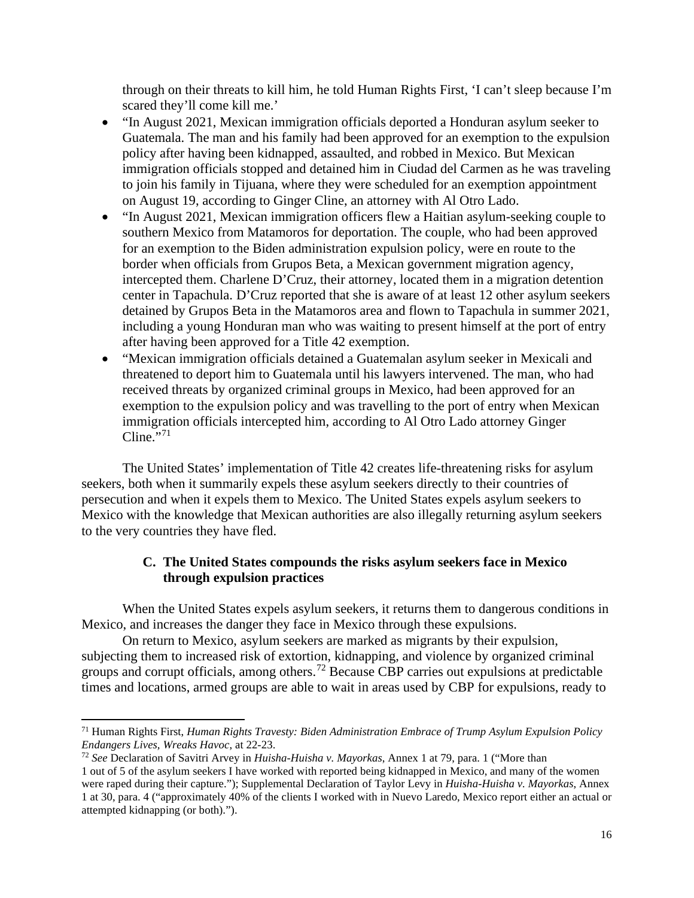through on their threats to kill him, he told Human Rights First, 'I can't sleep because I'm scared they'll come kill me.'

- "In August 2021, Mexican immigration officials deported a Honduran asylum seeker to Guatemala. The man and his family had been approved for an exemption to the expulsion policy after having been kidnapped, assaulted, and robbed in Mexico. But Mexican immigration officials stopped and detained him in Ciudad del Carmen as he was traveling to join his family in Tijuana, where they were scheduled for an exemption appointment on August 19, according to Ginger Cline, an attorney with Al Otro Lado.
- "In August 2021, Mexican immigration officers flew a Haitian asylum-seeking couple to southern Mexico from Matamoros for deportation. The couple, who had been approved for an exemption to the Biden administration expulsion policy, were en route to the border when officials from Grupos Beta, a Mexican government migration agency, intercepted them. Charlene D'Cruz, their attorney, located them in a migration detention center in Tapachula. D'Cruz reported that she is aware of at least 12 other asylum seekers detained by Grupos Beta in the Matamoros area and flown to Tapachula in summer 2021, including a young Honduran man who was waiting to present himself at the port of entry after having been approved for a Title 42 exemption.
- "Mexican immigration officials detained a Guatemalan asylum seeker in Mexicali and threatened to deport him to Guatemala until his lawyers intervened. The man, who had received threats by organized criminal groups in Mexico, had been approved for an exemption to the expulsion policy and was travelling to the port of entry when Mexican immigration officials intercepted him, according to Al Otro Lado attorney Ginger Cline."[71]

The United States' implementation of Title 42 creates life-threatening risks for asylum seekers, both when it summarily expels these asylum seekers directly to their countries of persecution and when it expels them to Mexico. The United States expels asylum seekers to Mexico with the knowledge that Mexican authorities are also illegally returning asylum seekers to the very countries they have fled.

### C. The United States compounds the risks asylum seekers face in Mexico through expulsion practices

When the United States expels asylum seekers, it returns them to dangerous conditions in Mexico, and increases the danger they face in Mexico through these expulsions.

On return to Mexico, asylum seekers are marked as migrants by their expulsion, subjecting them to increased risk of extortion, kidnapping, and violence by organized criminal groups and corrupt officials, among others.[72] Because CBP carries out expulsions at predictable times and locations, armed groups are able to wait in areas used by CBP for expulsions, ready to

---

[71] Human Rights First, *Human Rights Travesty: Biden Administration Embrace of Trump Asylum Expulsion Policy Endangers Lives, Wreaks Havoc*, at 22-23.

[72] *See* Declaration of Savitri Arvey in *Huisha-Huisha v. Mayorkas*, Annex 1 at 79, para. 1 ("More than 1 out of 5 of the asylum seekers I have worked with reported being kidnapped in Mexico, and many of the women were raped during their capture."); Supplemental Declaration of Taylor Levy in *Huisha-Huisha v. Mayorkas,* Annex 1 at 30, para. 4 ("approximately 40% of the clients I worked with in Nuevo Laredo, Mexico report either an actual or attempted kidnapping (or both).").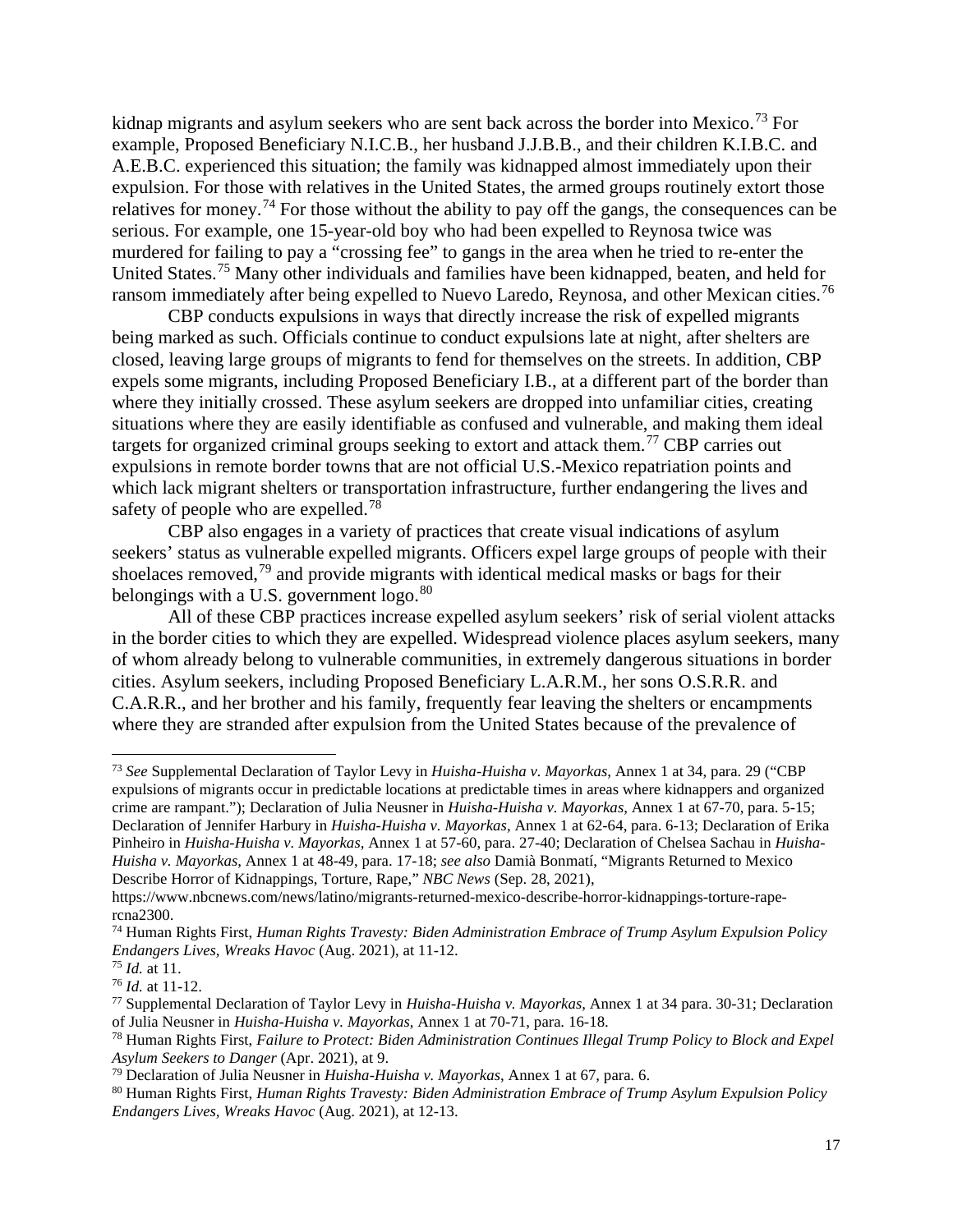kidnap migrants and asylum seekers who are sent back across the border into Mexico.[73] For example, Proposed Beneficiary N.I.C.B., her husband J.J.B.B., and their children K.I.B.C. and A.E.B.C. experienced this situation; the family was kidnapped almost immediately upon their expulsion. For those with relatives in the United States, the armed groups routinely extort those relatives for money.[74] For those without the ability to pay off the gangs, the consequences can be serious. For example, one 15-year-old boy who had been expelled to Reynosa twice was murdered for failing to pay a "crossing fee" to gangs in the area when he tried to re-enter the United States.[75] Many other individuals and families have been kidnapped, beaten, and held for ransom immediately after being expelled to Nuevo Laredo, Reynosa, and other Mexican cities.[76]

CBP conducts expulsions in ways that directly increase the risk of expelled migrants being marked as such. Officials continue to conduct expulsions late at night, after shelters are closed, leaving large groups of migrants to fend for themselves on the streets. In addition, CBP expels some migrants, including Proposed Beneficiary I.B., at a different part of the border than where they initially crossed. These asylum seekers are dropped into unfamiliar cities, creating situations where they are easily identifiable as confused and vulnerable, and making them ideal targets for organized criminal groups seeking to extort and attack them.[77] CBP carries out expulsions in remote border towns that are not official U.S.-Mexico repatriation points and which lack migrant shelters or transportation infrastructure, further endangering the lives and safety of people who are expelled.[78]

CBP also engages in a variety of practices that create visual indications of asylum seekers' status as vulnerable expelled migrants. Officers expel large groups of people with their shoelaces removed,[79] and provide migrants with identical medical masks or bags for their belongings with a U.S. government logo.[80]

All of these CBP practices increase expelled asylum seekers' risk of serial violent attacks in the border cities to which they are expelled. Widespread violence places asylum seekers, many of whom already belong to vulnerable communities, in extremely dangerous situations in border cities. Asylum seekers, including Proposed Beneficiary L.A.R.M., her sons O.S.R.R. and C.A.R.R., and her brother and his family, frequently fear leaving the shelters or encampments where they are stranded after expulsion from the United States because of the prevalence of

---

[73] *See* Supplemental Declaration of Taylor Levy in *Huisha-Huisha v. Mayorkas*, Annex 1 at 34, para. 29 ("CBP expulsions of migrants occur in predictable locations at predictable times in areas where kidnappers and organized crime are rampant."); Declaration of Julia Neusner in *Huisha-Huisha v. Mayorkas*, Annex 1 at 67-70, para. 5-15; Declaration of Jennifer Harbury in *Huisha-Huisha v. Mayorkas*, Annex 1 at 62-64, para. 6-13; Declaration of Erika Pinheiro in *Huisha-Huisha v. Mayorkas*, Annex 1 at 57-60, para. 27-40; Declaration of Chelsea Sachau in *Huisha-Huisha v. Mayorkas*, Annex 1 at 48-49, para. 17-18; *see also* Damià Bonmatí, "Migrants Returned to Mexico Describe Horror of Kidnappings, Torture, Rape," *NBC News* (Sep. 28, 2021), https://www.nbcnews.com/news/latino/migrants-returned-mexico-describe-horror-kidnappings-torture-rape-rcna2300.

[74] Human Rights First, *Human Rights Travesty: Biden Administration Embrace of Trump Asylum Expulsion Policy Endangers Lives, Wreaks Havoc* (Aug. 2021), at 11-12.

[75] *Id.* at 11.

[76] *Id.* at 11-12.

[77] Supplemental Declaration of Taylor Levy in *Huisha-Huisha v. Mayorkas*, Annex 1 at 34 para. 30-31; Declaration of Julia Neusner in *Huisha-Huisha v. Mayorkas*, Annex 1 at 70-71, para. 16-18.

[78] Human Rights First, *Failure to Protect: Biden Administration Continues Illegal Trump Policy to Block and Expel Asylum Seekers to Danger* (Apr. 2021), at 9.

[79] Declaration of Julia Neusner in *Huisha-Huisha v. Mayorkas*, Annex 1 at 67, para. 6.

[80] Human Rights First, *Human Rights Travesty: Biden Administration Embrace of Trump Asylum Expulsion Policy Endangers Lives, Wreaks Havoc* (Aug. 2021), at 12-13.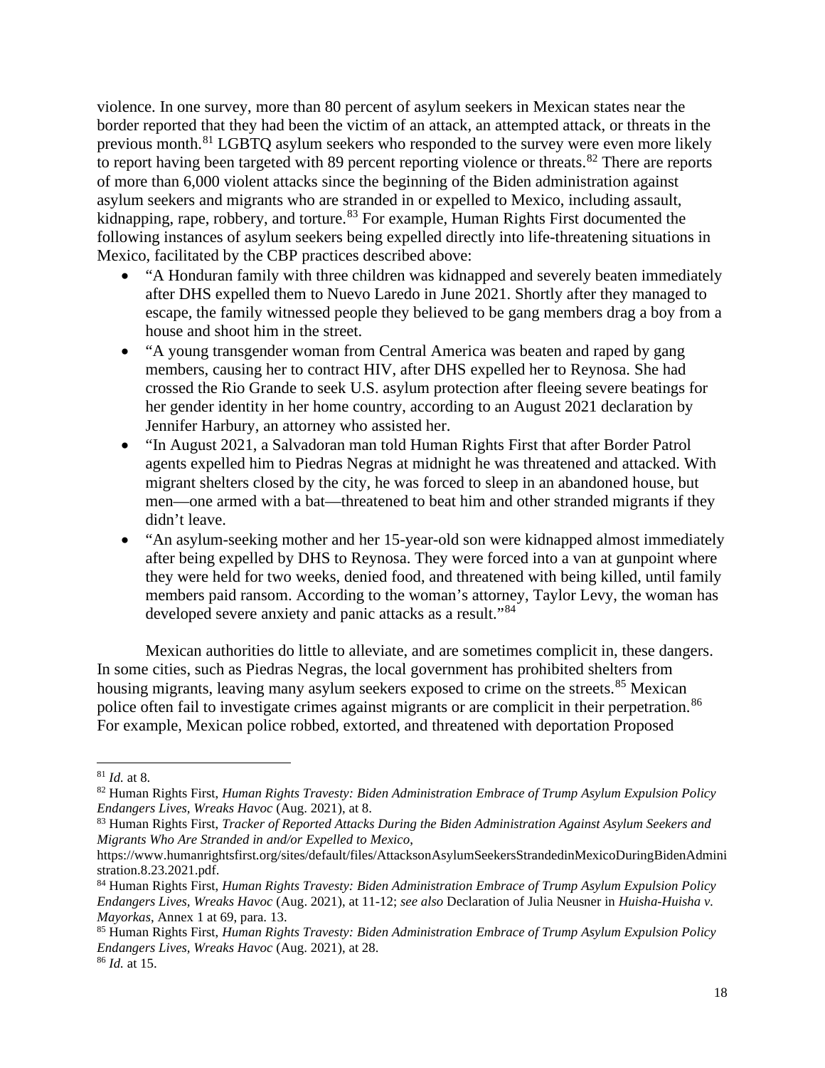violence. In one survey, more than 80 percent of asylum seekers in Mexican states near the border reported that they had been the victim of an attack, an attempted attack, or threats in the previous month.[81] LGBTQ asylum seekers who responded to the survey were even more likely to report having been targeted with 89 percent reporting violence or threats.[82] There are reports of more than 6,000 violent attacks since the beginning of the Biden administration against asylum seekers and migrants who are stranded in or expelled to Mexico, including assault, kidnapping, rape, robbery, and torture.[83] For example, Human Rights First documented the following instances of asylum seekers being expelled directly into life-threatening situations in Mexico, facilitated by the CBP practices described above:

- "A Honduran family with three children was kidnapped and severely beaten immediately after DHS expelled them to Nuevo Laredo in June 2021. Shortly after they managed to escape, the family witnessed people they believed to be gang members drag a boy from a house and shoot him in the street.
- "A young transgender woman from Central America was beaten and raped by gang members, causing her to contract HIV, after DHS expelled her to Reynosa. She had crossed the Rio Grande to seek U.S. asylum protection after fleeing severe beatings for her gender identity in her home country, according to an August 2021 declaration by Jennifer Harbury, an attorney who assisted her.
- "In August 2021, a Salvadoran man told Human Rights First that after Border Patrol agents expelled him to Piedras Negras at midnight he was threatened and attacked. With migrant shelters closed by the city, he was forced to sleep in an abandoned house, but men—one armed with a bat—threatened to beat him and other stranded migrants if they didn't leave.
- "An asylum-seeking mother and her 15-year-old son were kidnapped almost immediately after being expelled by DHS to Reynosa. They were forced into a van at gunpoint where they were held for two weeks, denied food, and threatened with being killed, until family members paid ransom. According to the woman's attorney, Taylor Levy, the woman has developed severe anxiety and panic attacks as a result."[84]

Mexican authorities do little to alleviate, and are sometimes complicit in, these dangers. In some cities, such as Piedras Negras, the local government has prohibited shelters from housing migrants, leaving many asylum seekers exposed to crime on the streets.[85] Mexican police often fail to investigate crimes against migrants or are complicit in their perpetration.[86] For example, Mexican police robbed, extorted, and threatened with deportation Proposed

---

[81] *Id.* at 8.

[82] Human Rights First, *Human Rights Travesty: Biden Administration Embrace of Trump Asylum Expulsion Policy Endangers Lives, Wreaks Havoc* (Aug. 2021), at 8.

[83] Human Rights First, *Tracker of Reported Attacks During the Biden Administration Against Asylum Seekers and Migrants Who Are Stranded in and/or Expelled to Mexico*, https://www.humanrightsfirst.org/sites/default/files/AttacksonAsylumSeekersStrandedinMexicoDuringBidenAdministration.8.23.2021.pdf.

[84] Human Rights First, *Human Rights Travesty: Biden Administration Embrace of Trump Asylum Expulsion Policy Endangers Lives, Wreaks Havoc* (Aug. 2021), at 11-12; *see also* Declaration of Julia Neusner in *Huisha-Huisha v. Mayorkas*, Annex 1 at 69, para. 13.

[85] Human Rights First, *Human Rights Travesty: Biden Administration Embrace of Trump Asylum Expulsion Policy Endangers Lives, Wreaks Havoc* (Aug. 2021), at 28.

[86] *Id.* at 15.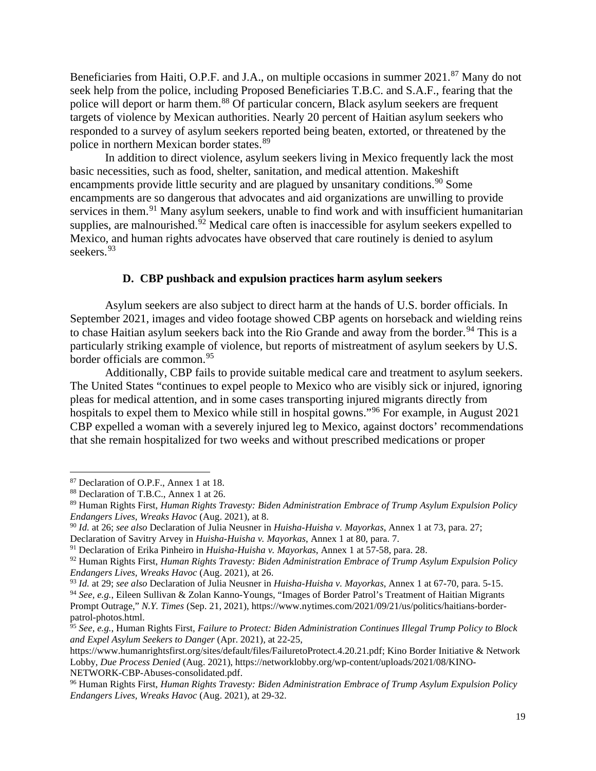Beneficiaries from Haiti, O.P.F. and J.A., on multiple occasions in summer 2021.[87] Many do not seek help from the police, including Proposed Beneficiaries T.B.C. and S.A.F., fearing that the police will deport or harm them.[88] Of particular concern, Black asylum seekers are frequent targets of violence by Mexican authorities. Nearly 20 percent of Haitian asylum seekers who responded to a survey of asylum seekers reported being beaten, extorted, or threatened by the police in northern Mexican border states.[89]

In addition to direct violence, asylum seekers living in Mexico frequently lack the most basic necessities, such as food, shelter, sanitation, and medical attention. Makeshift encampments provide little security and are plagued by unsanitary conditions.[90] Some encampments are so dangerous that advocates and aid organizations are unwilling to provide services in them.[91] Many asylum seekers, unable to find work and with insufficient humanitarian supplies, are malnourished.[92] Medical care often is inaccessible for asylum seekers expelled to Mexico, and human rights advocates have observed that care routinely is denied to asylum seekers.[93]

### D. CBP pushback and expulsion practices harm asylum seekers

Asylum seekers are also subject to direct harm at the hands of U.S. border officials. In September 2021, images and video footage showed CBP agents on horseback and wielding reins to chase Haitian asylum seekers back into the Rio Grande and away from the border.[94] This is a particularly striking example of violence, but reports of mistreatment of asylum seekers by U.S. border officials are common.[95]

Additionally, CBP fails to provide suitable medical care and treatment to asylum seekers. The United States "continues to expel people to Mexico who are visibly sick or injured, ignoring pleas for medical attention, and in some cases transporting injured migrants directly from hospitals to expel them to Mexico while still in hospital gowns."[96] For example, in August 2021 CBP expelled a woman with a severely injured leg to Mexico, against doctors' recommendations that she remain hospitalized for two weeks and without prescribed medications or proper

---

[87] Declaration of O.P.F., Annex 1 at 18.

[88] Declaration of T.B.C., Annex 1 at 26.

[89] Human Rights First, *Human Rights Travesty: Biden Administration Embrace of Trump Asylum Expulsion Policy Endangers Lives, Wreaks Havoc* (Aug. 2021), at 8.

[90] *Id.* at 26; *see also* Declaration of Julia Neusner in *Huisha-Huisha v. Mayorkas*, Annex 1 at 73, para. 27; Declaration of Savitry Arvey in *Huisha-Huisha v. Mayorkas*, Annex 1 at 80, para. 7.

[91] Declaration of Erika Pinheiro in *Huisha-Huisha v. Mayorkas*, Annex 1 at 57-58, para. 28.

[92] Human Rights First, *Human Rights Travesty: Biden Administration Embrace of Trump Asylum Expulsion Policy Endangers Lives, Wreaks Havoc* (Aug. 2021), at 26.

[93] *Id.* at 29; *see also* Declaration of Julia Neusner in *Huisha-Huisha v. Mayorkas*, Annex 1 at 67-70, para. 5-15.

[94] *See, e.g.*, Eileen Sullivan & Zolan Kanno-Youngs, "Images of Border Patrol's Treatment of Haitian Migrants Prompt Outrage," *N.Y. Times* (Sep. 21, 2021), https://www.nytimes.com/2021/09/21/us/politics/haitians-border-patrol-photos.html.

[95] *See, e.g.*, Human Rights First, *Failure to Protect: Biden Administration Continues Illegal Trump Policy to Block and Expel Asylum Seekers to Danger* (Apr. 2021), at 22-25, https://www.humanrightsfirst.org/sites/default/files/FailuretoProtect.4.20.21.pdf; Kino Border Initiative & Network Lobby, *Due Process Denied* (Aug. 2021), https://networklobby.org/wp-content/uploads/2021/08/KINO-NETWORK-CBP-Abuses-consolidated.pdf.

[96] Human Rights First, *Human Rights Travesty: Biden Administration Embrace of Trump Asylum Expulsion Policy Endangers Lives, Wreaks Havoc* (Aug. 2021), at 29-32.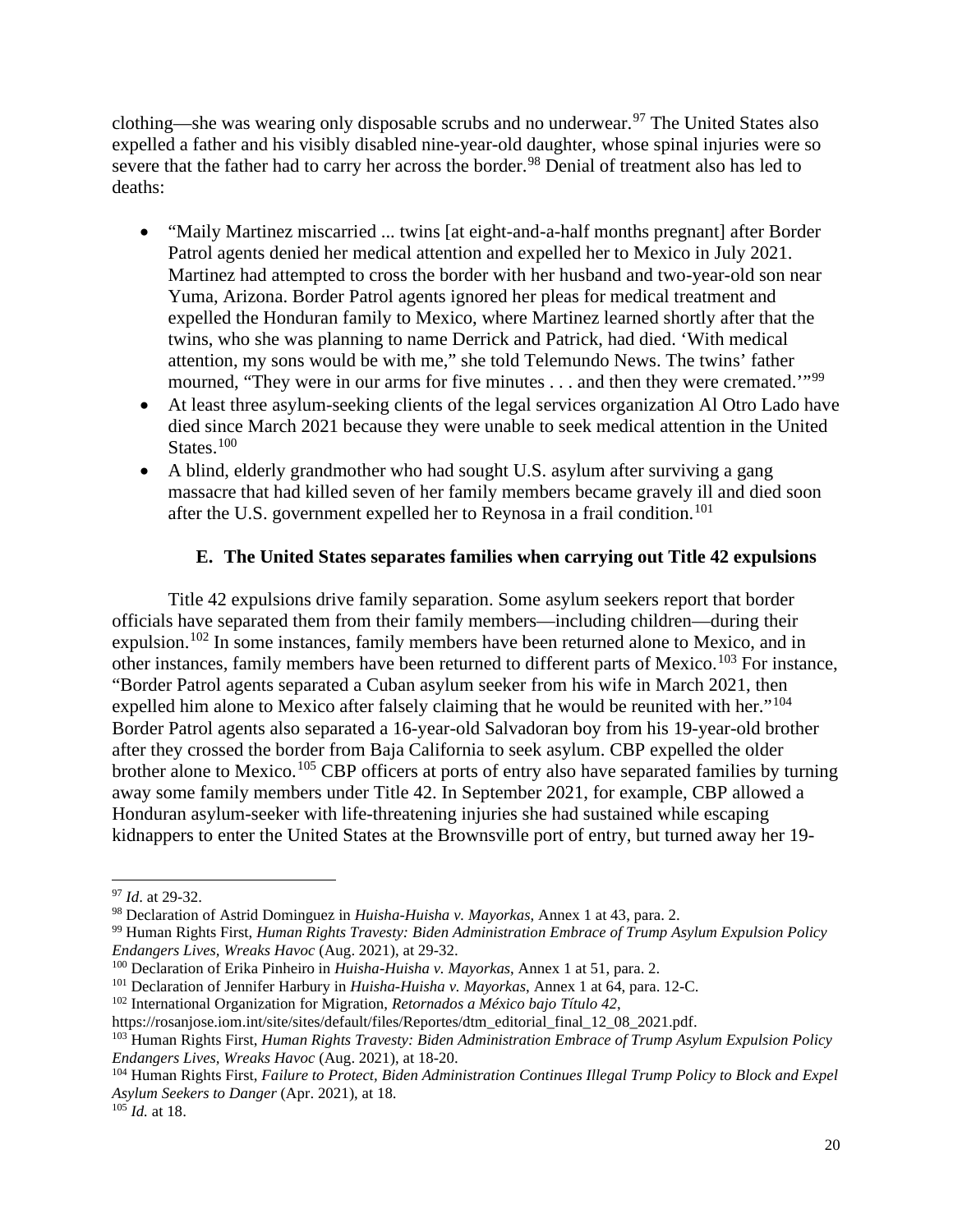clothing—she was wearing only disposable scrubs and no underwear.[97] The United States also expelled a father and his visibly disabled nine-year-old daughter, whose spinal injuries were so severe that the father had to carry her across the border.[98] Denial of treatment also has led to deaths:

- "Maily Martinez miscarried ... twins [at eight-and-a-half months pregnant] after Border Patrol agents denied her medical attention and expelled her to Mexico in July 2021. Martinez had attempted to cross the border with her husband and two-year-old son near Yuma, Arizona. Border Patrol agents ignored her pleas for medical treatment and expelled the Honduran family to Mexico, where Martinez learned shortly after that the twins, who she was planning to name Derrick and Patrick, had died. 'With medical attention, my sons would be with me," she told Telemundo News. The twins' father mourned, "They were in our arms for five minutes . . . and then they were cremated.'"[99]
- At least three asylum-seeking clients of the legal services organization Al Otro Lado have died since March 2021 because they were unable to seek medical attention in the United States.[100]
- A blind, elderly grandmother who had sought U.S. asylum after surviving a gang massacre that had killed seven of her family members became gravely ill and died soon after the U.S. government expelled her to Reynosa in a frail condition.[101]

### E. The United States separates families when carrying out Title 42 expulsions

Title 42 expulsions drive family separation. Some asylum seekers report that border officials have separated them from their family members—including children—during their expulsion.[102] In some instances, family members have been returned alone to Mexico, and in other instances, family members have been returned to different parts of Mexico.[103] For instance, "Border Patrol agents separated a Cuban asylum seeker from his wife in March 2021, then expelled him alone to Mexico after falsely claiming that he would be reunited with her."[104] Border Patrol agents also separated a 16-year-old Salvadoran boy from his 19-year-old brother after they crossed the border from Baja California to seek asylum. CBP expelled the older brother alone to Mexico.[105] CBP officers at ports of entry also have separated families by turning away some family members under Title 42. In September 2021, for example, CBP allowed a Honduran asylum-seeker with life-threatening injuries she had sustained while escaping kidnappers to enter the United States at the Brownsville port of entry, but turned away her 19-

---

[97] *Id*. at 29-32.

[98] Declaration of Astrid Dominguez in *Huisha-Huisha v. Mayorkas*, Annex 1 at 43, para. 2.

[99] Human Rights First, *Human Rights Travesty: Biden Administration Embrace of Trump Asylum Expulsion Policy Endangers Lives, Wreaks Havoc* (Aug. 2021), at 29-32.

[100] Declaration of Erika Pinheiro in *Huisha-Huisha v. Mayorkas*, Annex 1 at 51, para. 2.

[101] Declaration of Jennifer Harbury in *Huisha-Huisha v. Mayorkas*, Annex 1 at 64, para. 12-C.

[102] International Organization for Migration, *Retornados a México bajo Título 42*, https://rosanjose.iom.int/site/sites/default/files/Reportes/dtm_editorial_final_12_08_2021.pdf.

[103] Human Rights First, *Human Rights Travesty: Biden Administration Embrace of Trump Asylum Expulsion Policy Endangers Lives, Wreaks Havoc* (Aug. 2021), at 18-20.

[104] Human Rights First, *Failure to Protect, Biden Administration Continues Illegal Trump Policy to Block and Expel Asylum Seekers to Danger* (Apr. 2021), at 18.

[105] *Id.* at 18.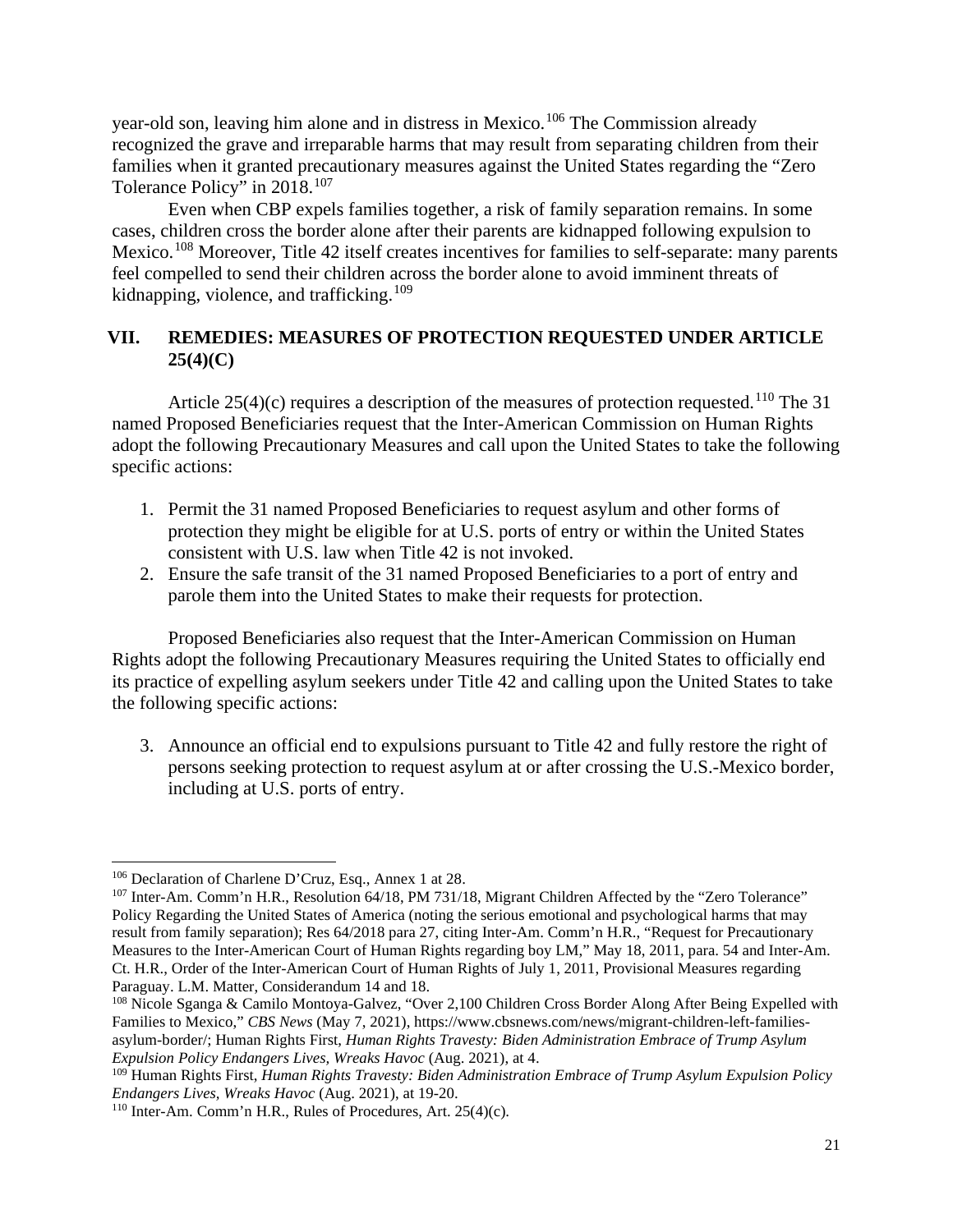year-old son, leaving him alone and in distress in Mexico.[106] The Commission already recognized the grave and irreparable harms that may result from separating children from their families when it granted precautionary measures against the United States regarding the "Zero Tolerance Policy" in 2018.[107]

Even when CBP expels families together, a risk of family separation remains. In some cases, children cross the border alone after their parents are kidnapped following expulsion to Mexico.[108] Moreover, Title 42 itself creates incentives for families to self-separate: many parents feel compelled to send their children across the border alone to avoid imminent threats of kidnapping, violence, and trafficking.[109]

## VII. REMEDIES: MEASURES OF PROTECTION REQUESTED UNDER ARTICLE 25(4)(C)

Article 25(4)(c) requires a description of the measures of protection requested.[110] The 31 named Proposed Beneficiaries request that the Inter-American Commission on Human Rights adopt the following Precautionary Measures and call upon the United States to take the following specific actions:

1. Permit the 31 named Proposed Beneficiaries to request asylum and other forms of protection they might be eligible for at U.S. ports of entry or within the United States consistent with U.S. law when Title 42 is not invoked.
2. Ensure the safe transit of the 31 named Proposed Beneficiaries to a port of entry and parole them into the United States to make their requests for protection.

Proposed Beneficiaries also request that the Inter-American Commission on Human Rights adopt the following Precautionary Measures requiring the United States to officially end its practice of expelling asylum seekers under Title 42 and calling upon the United States to take the following specific actions:

3. Announce an official end to expulsions pursuant to Title 42 and fully restore the right of persons seeking protection to request asylum at or after crossing the U.S.-Mexico border, including at U.S. ports of entry.

---

[106] Declaration of Charlene D'Cruz, Esq., Annex 1 at 28.

[107] Inter-Am. Comm'n H.R., Resolution 64/18, PM 731/18, Migrant Children Affected by the "Zero Tolerance" Policy Regarding the United States of America (noting the serious emotional and psychological harms that may result from family separation); Res 64/2018 para 27, citing Inter-Am. Comm'n H.R., "Request for Precautionary Measures to the Inter-American Court of Human Rights regarding boy LM," May 18, 2011, para. 54 and Inter-Am. Ct. H.R., Order of the Inter-American Court of Human Rights of July 1, 2011, Provisional Measures regarding Paraguay. L.M. Matter, Considerandum 14 and 18.

[108] Nicole Sganga & Camilo Montoya-Galvez, "Over 2,100 Children Cross Border Along After Being Expelled with Families to Mexico," *CBS News* (May 7, 2021), https://www.cbsnews.com/news/migrant-children-left-families-asylum-border/; Human Rights First, *Human Rights Travesty: Biden Administration Embrace of Trump Asylum Expulsion Policy Endangers Lives, Wreaks Havoc* (Aug. 2021), at 4.

[109] Human Rights First, *Human Rights Travesty: Biden Administration Embrace of Trump Asylum Expulsion Policy Endangers Lives, Wreaks Havoc* (Aug. 2021), at 19-20.

[110] Inter-Am. Comm'n H.R., Rules of Procedures, Art. 25(4)(c).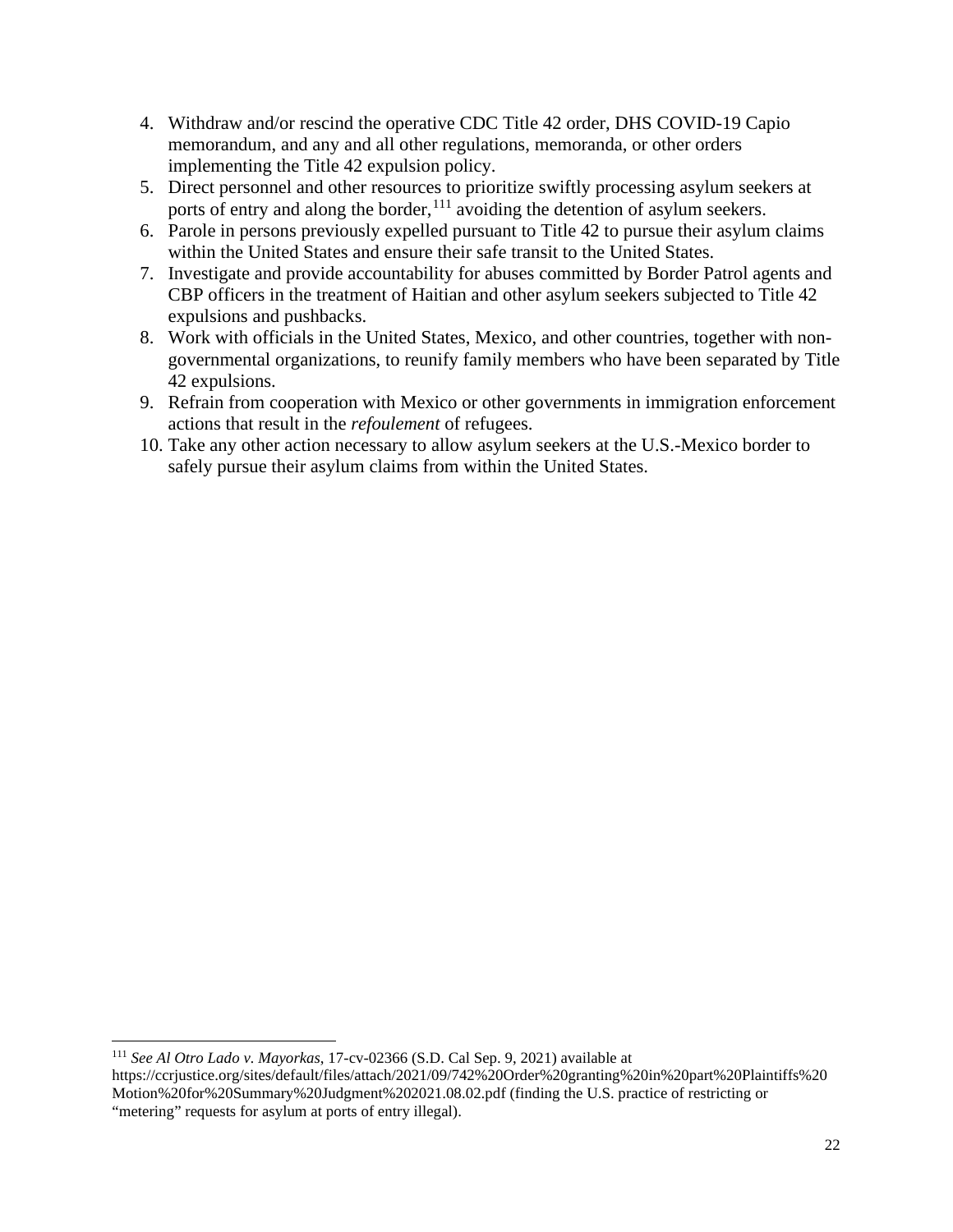4. Withdraw and/or rescind the operative CDC Title 42 order, DHS COVID-19 Capio memorandum, and any and all other regulations, memoranda, or other orders implementing the Title 42 expulsion policy.
5. Direct personnel and other resources to prioritize swiftly processing asylum seekers at ports of entry and along the border,[111] avoiding the detention of asylum seekers.
6. Parole in persons previously expelled pursuant to Title 42 to pursue their asylum claims within the United States and ensure their safe transit to the United States.
7. Investigate and provide accountability for abuses committed by Border Patrol agents and CBP officers in the treatment of Haitian and other asylum seekers subjected to Title 42 expulsions and pushbacks.
8. Work with officials in the United States, Mexico, and other countries, together with non-governmental organizations, to reunify family members who have been separated by Title 42 expulsions.
9. Refrain from cooperation with Mexico or other governments in immigration enforcement actions that result in the *refoulement* of refugees.
10. Take any other action necessary to allow asylum seekers at the U.S.-Mexico border to safely pursue their asylum claims from within the United States.

---

[111] *See Al Otro Lado v. Mayorkas*, 17-cv-02366 (S.D. Cal Sep. 9, 2021) available at https://ccrjustice.org/sites/default/files/attach/2021/09/742%20Order%20granting%20in%20part%20Plaintiffs%20Motion%20for%20Summary%20Judgment%202021.08.02.pdf (finding the U.S. practice of restricting or "metering" requests for asylum at ports of entry illegal).